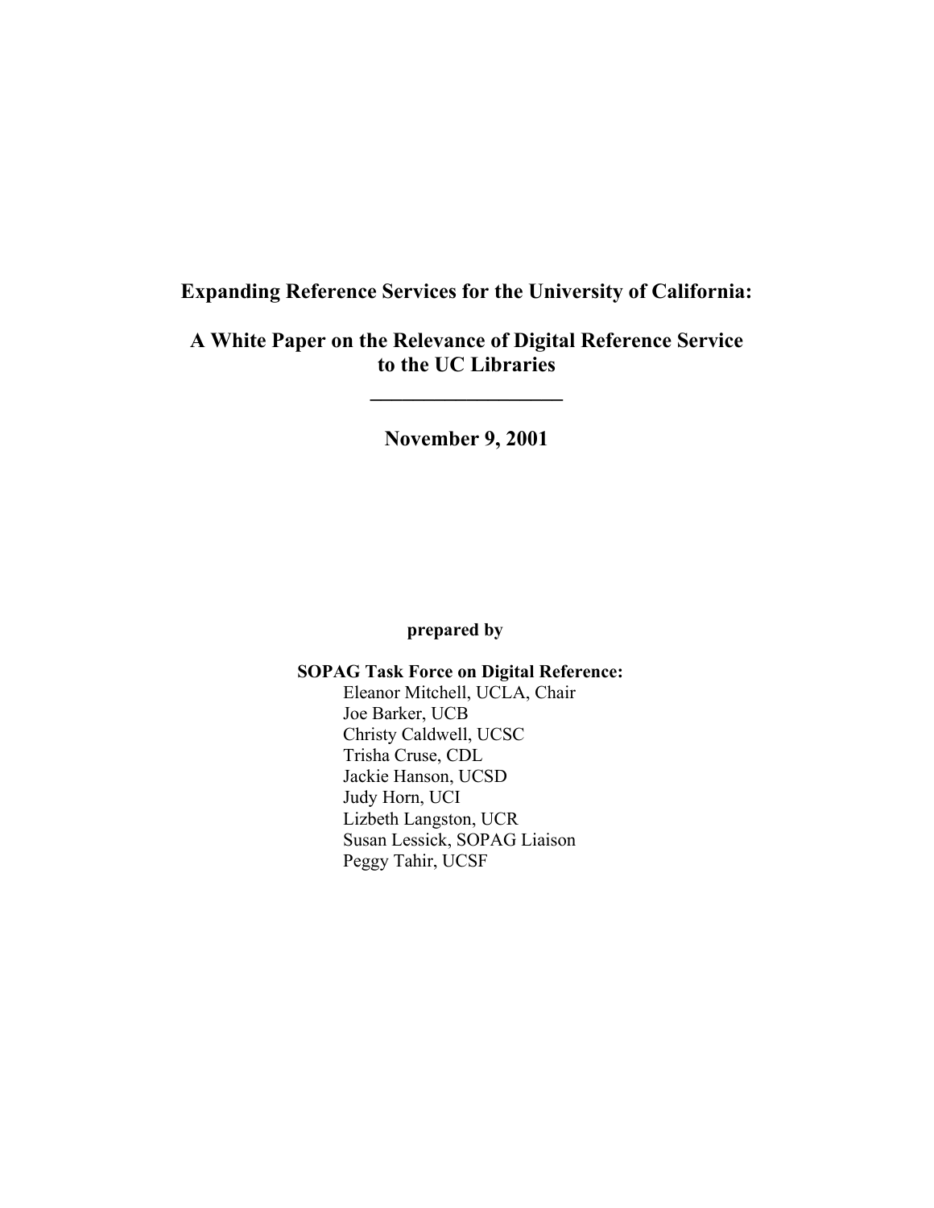# Expanding Reference Services for the University of California:

## A White Paper on the Relevance of Digital Reference Service to the UC Libraries

---

**November 9, 2001**

**prepared by**

**SOPAG Task Force on Digital Reference:**

Eleanor Mitchell, UCLA, Chair
Joe Barker, UCB
Christy Caldwell, UCSC
Trisha Cruse, CDL
Jackie Hanson, UCSD
Judy Horn, UCI
Lizbeth Langston, UCR
Susan Lessick, SOPAG Liaison
Peggy Tahir, UCSF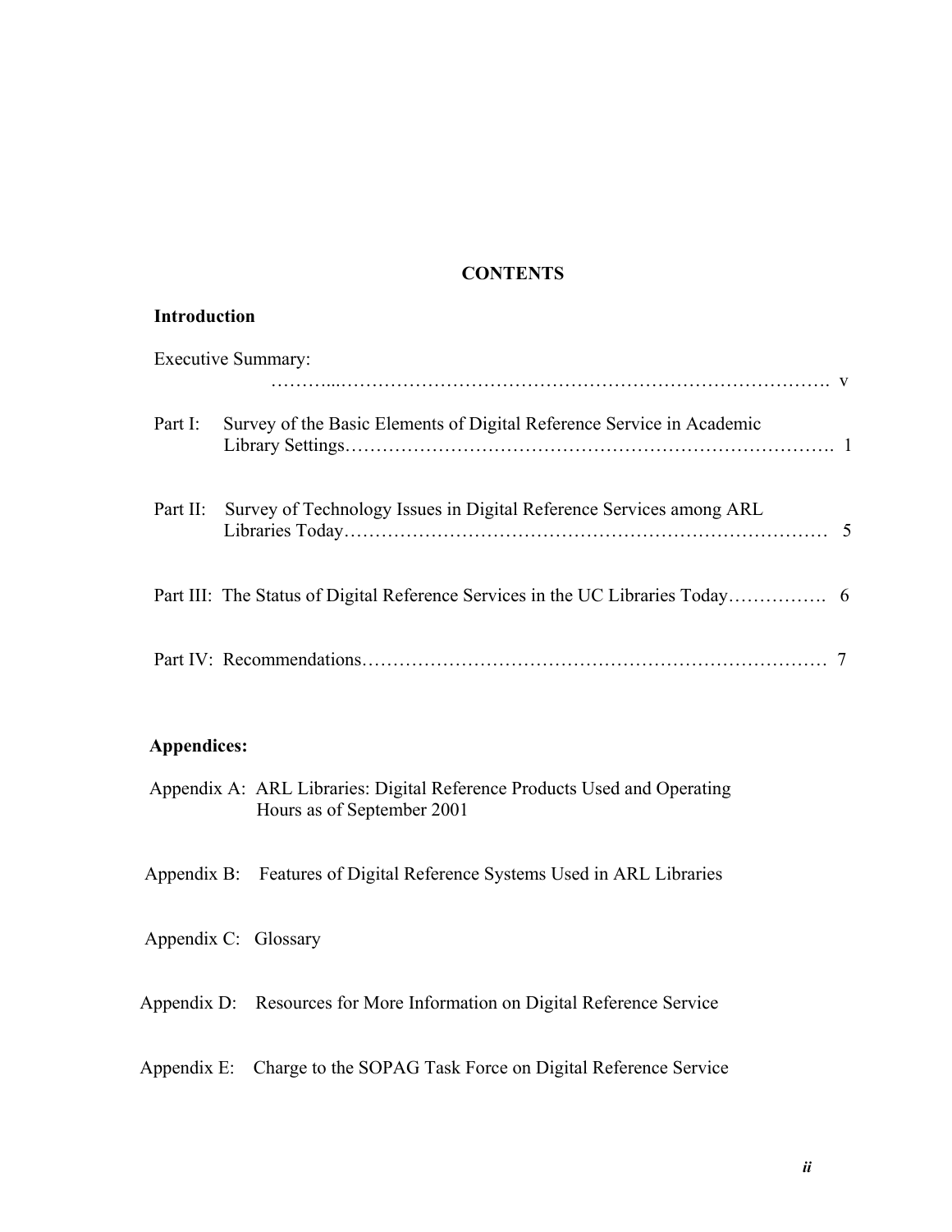# CONTENTS

**Introduction**

Executive Summary: ……………………………………………………………………………. v

Part I: Survey of the Basic Elements of Digital Reference Service in Academic Library Settings……………………………………………………………………. 1

Part II: Survey of Technology Issues in Digital Reference Services among ARL Libraries Today…………………………………………………………………… 5

Part III: The Status of Digital Reference Services in the UC Libraries Today……………. 6

Part IV: Recommendations………………………………………………………………… 7

**Appendices:**

Appendix A: ARL Libraries: Digital Reference Products Used and Operating Hours as of September 2001

Appendix B: Features of Digital Reference Systems Used in ARL Libraries

Appendix C: Glossary

Appendix D: Resources for More Information on Digital Reference Service

Appendix E: Charge to the SOPAG Task Force on Digital Reference Service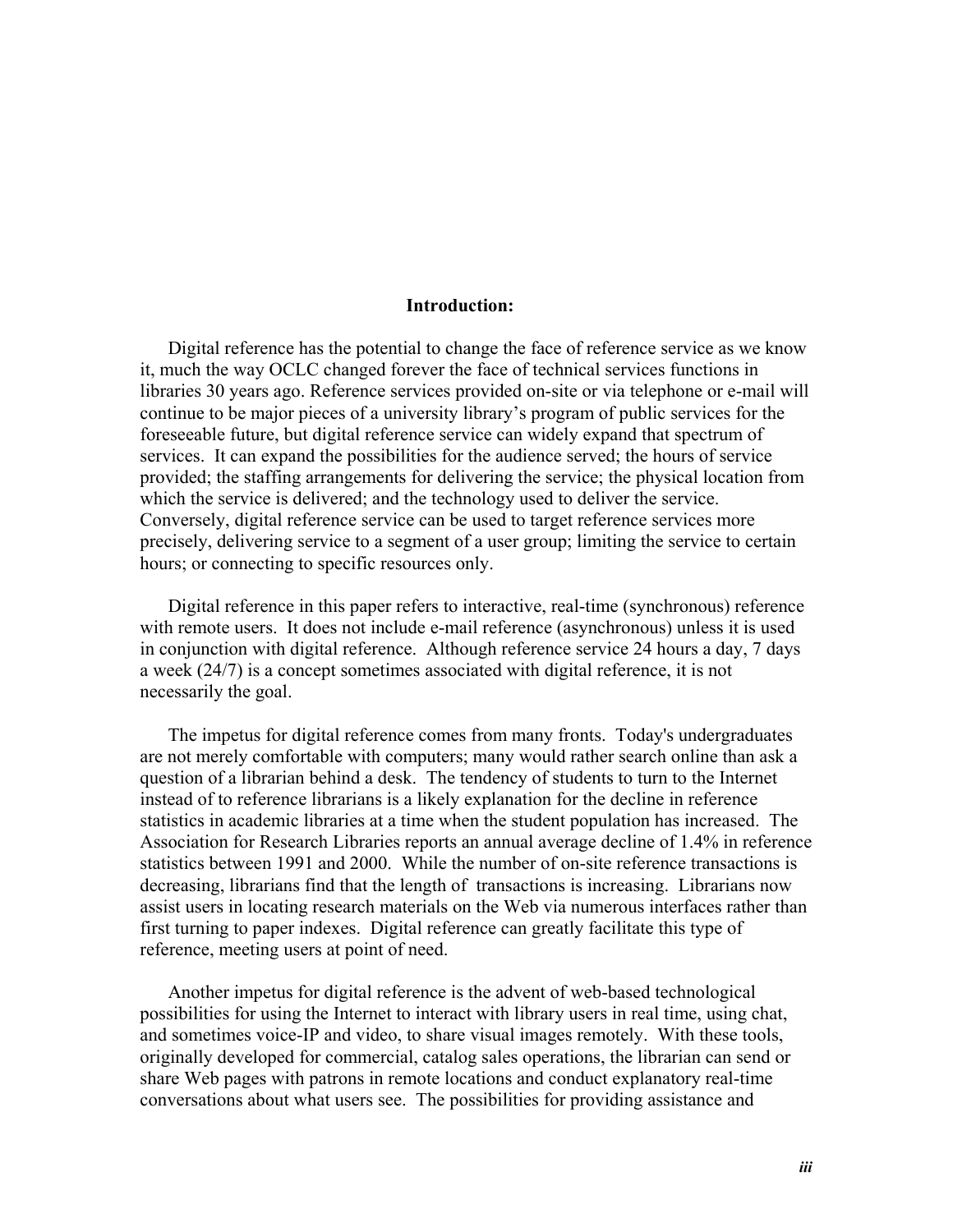## Introduction:

Digital reference has the potential to change the face of reference service as we know it, much the way OCLC changed forever the face of technical services functions in libraries 30 years ago. Reference services provided on-site or via telephone or e-mail will continue to be major pieces of a university library's program of public services for the foreseeable future, but digital reference service can widely expand that spectrum of services. It can expand the possibilities for the audience served; the hours of service provided; the staffing arrangements for delivering the service; the physical location from which the service is delivered; and the technology used to deliver the service. Conversely, digital reference service can be used to target reference services more precisely, delivering service to a segment of a user group; limiting the service to certain hours; or connecting to specific resources only.

Digital reference in this paper refers to interactive, real-time (synchronous) reference with remote users. It does not include e-mail reference (asynchronous) unless it is used in conjunction with digital reference. Although reference service 24 hours a day, 7 days a week (24/7) is a concept sometimes associated with digital reference, it is not necessarily the goal.

The impetus for digital reference comes from many fronts. Today's undergraduates are not merely comfortable with computers; many would rather search online than ask a question of a librarian behind a desk. The tendency of students to turn to the Internet instead of to reference librarians is a likely explanation for the decline in reference statistics in academic libraries at a time when the student population has increased. The Association for Research Libraries reports an annual average decline of 1.4% in reference statistics between 1991 and 2000. While the number of on-site reference transactions is decreasing, librarians find that the length of transactions is increasing. Librarians now assist users in locating research materials on the Web via numerous interfaces rather than first turning to paper indexes. Digital reference can greatly facilitate this type of reference, meeting users at point of need.

Another impetus for digital reference is the advent of web-based technological possibilities for using the Internet to interact with library users in real time, using chat, and sometimes voice-IP and video, to share visual images remotely. With these tools, originally developed for commercial, catalog sales operations, the librarian can send or share Web pages with patrons in remote locations and conduct explanatory real-time conversations about what users see. The possibilities for providing assistance and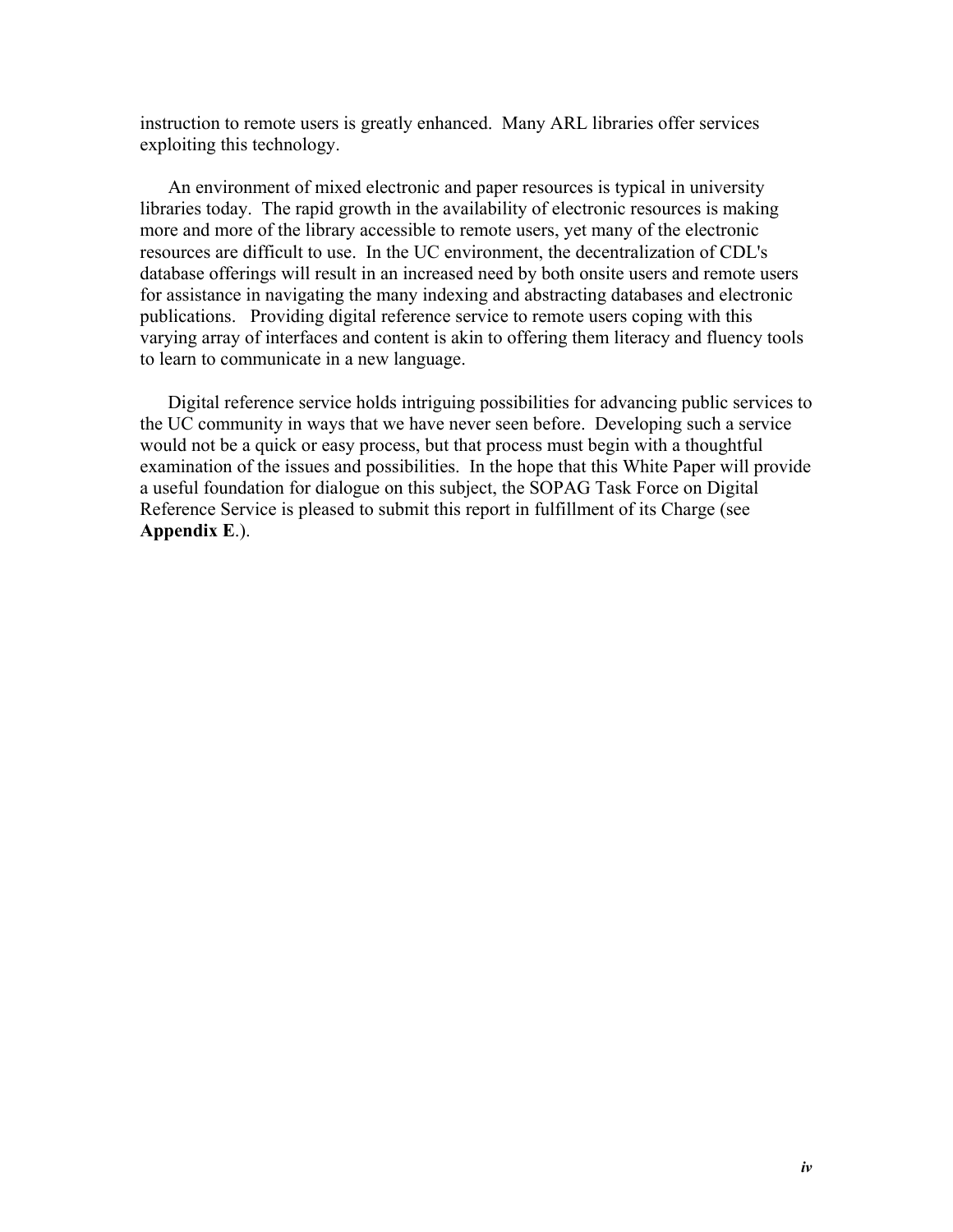instruction to remote users is greatly enhanced. Many ARL libraries offer services exploiting this technology.

An environment of mixed electronic and paper resources is typical in university libraries today. The rapid growth in the availability of electronic resources is making more and more of the library accessible to remote users, yet many of the electronic resources are difficult to use. In the UC environment, the decentralization of CDL's database offerings will result in an increased need by both onsite users and remote users for assistance in navigating the many indexing and abstracting databases and electronic publications. Providing digital reference service to remote users coping with this varying array of interfaces and content is akin to offering them literacy and fluency tools to learn to communicate in a new language.

Digital reference service holds intriguing possibilities for advancing public services to the UC community in ways that we have never seen before. Developing such a service would not be a quick or easy process, but that process must begin with a thoughtful examination of the issues and possibilities. In the hope that this White Paper will provide a useful foundation for dialogue on this subject, the SOPAG Task Force on Digital Reference Service is pleased to submit this report in fulfillment of its Charge (see **Appendix E**.).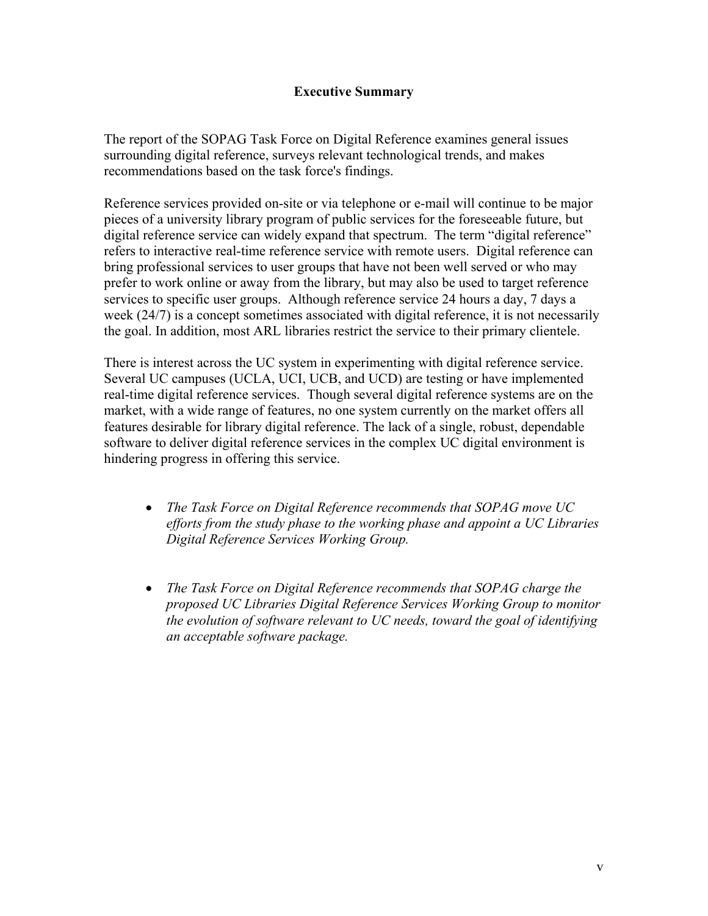# Executive Summary

The report of the SOPAG Task Force on Digital Reference examines general issues surrounding digital reference, surveys relevant technological trends, and makes recommendations based on the task force's findings.

Reference services provided on-site or via telephone or e-mail will continue to be major pieces of a university library program of public services for the foreseeable future, but digital reference service can widely expand that spectrum. The term "digital reference" refers to interactive real-time reference service with remote users. Digital reference can bring professional services to user groups that have not been well served or who may prefer to work online or away from the library, but may also be used to target reference services to specific user groups. Although reference service 24 hours a day, 7 days a week (24/7) is a concept sometimes associated with digital reference, it is not necessarily the goal. In addition, most ARL libraries restrict the service to their primary clientele.

There is interest across the UC system in experimenting with digital reference service. Several UC campuses (UCLA, UCI, UCB, and UCD) are testing or have implemented real-time digital reference services. Though several digital reference systems are on the market, with a wide range of features, no one system currently on the market offers all features desirable for library digital reference. The lack of a single, robust, dependable software to deliver digital reference services in the complex UC digital environment is hindering progress in offering this service.

- *The Task Force on Digital Reference recommends that SOPAG move UC efforts from the study phase to the working phase and appoint a UC Libraries Digital Reference Services Working Group.*

- *The Task Force on Digital Reference recommends that SOPAG charge the proposed UC Libraries Digital Reference Services Working Group to monitor the evolution of software relevant to UC needs, toward the goal of identifying an acceptable software package.*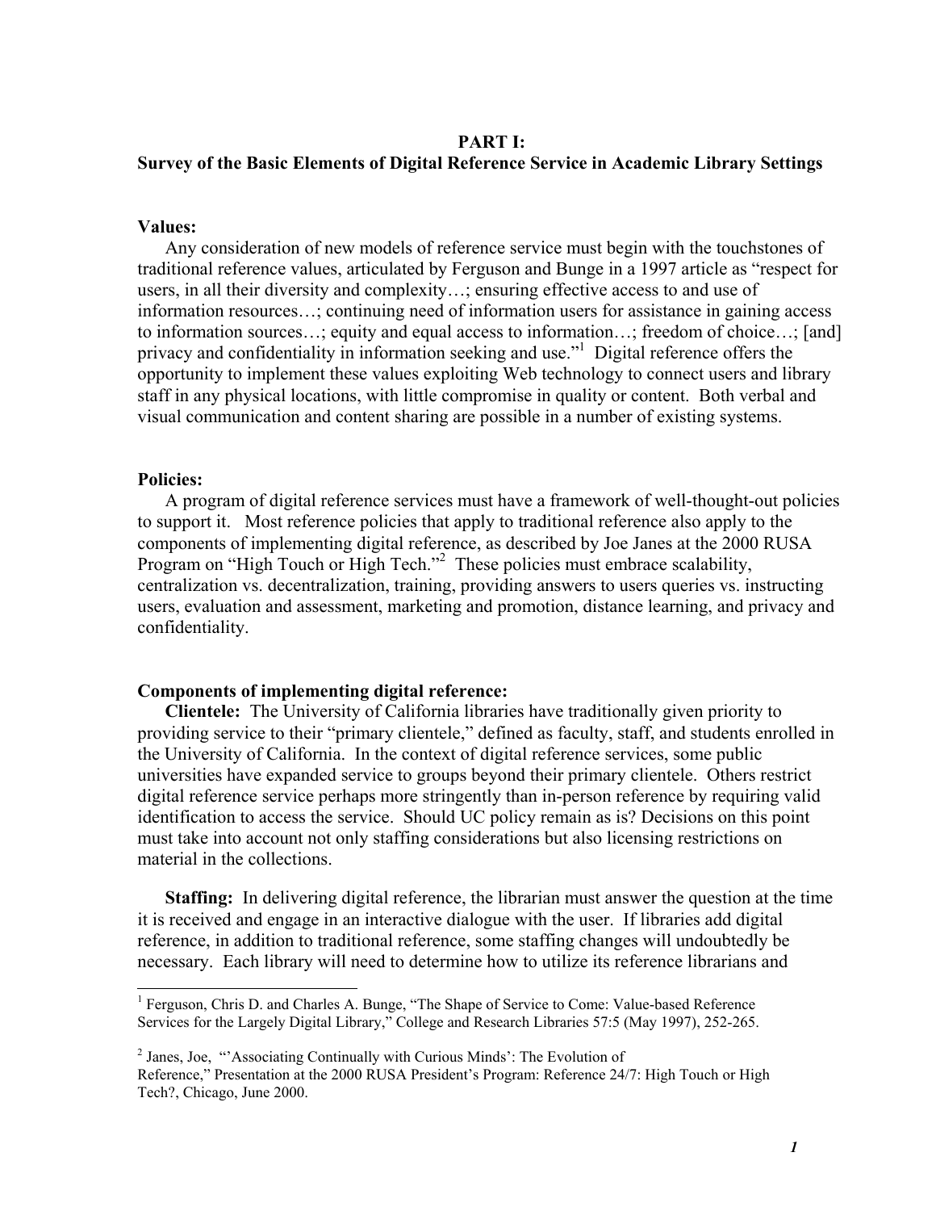**PART I:**
**Survey of the Basic Elements of Digital Reference Service in Academic Library Settings**

**Values:**

Any consideration of new models of reference service must begin with the touchstones of traditional reference values, articulated by Ferguson and Bunge in a 1997 article as "respect for users, in all their diversity and complexity…; ensuring effective access to and use of information resources…; continuing need of information users for assistance in gaining access to information sources…; equity and equal access to information…; freedom of choice…; [and] privacy and confidentiality in information seeking and use."[1] Digital reference offers the opportunity to implement these values exploiting Web technology to connect users and library staff in any physical locations, with little compromise in quality or content. Both verbal and visual communication and content sharing are possible in a number of existing systems.

**Policies:**

A program of digital reference services must have a framework of well-thought-out policies to support it. Most reference policies that apply to traditional reference also apply to the components of implementing digital reference, as described by Joe Janes at the 2000 RUSA Program on "High Touch or High Tech."[2] These policies must embrace scalability, centralization vs. decentralization, training, providing answers to users queries vs. instructing users, evaluation and assessment, marketing and promotion, distance learning, and privacy and confidentiality.

**Components of implementing digital reference:**

**Clientele:** The University of California libraries have traditionally given priority to providing service to their "primary clientele," defined as faculty, staff, and students enrolled in the University of California. In the context of digital reference services, some public universities have expanded service to groups beyond their primary clientele. Others restrict digital reference service perhaps more stringently than in-person reference by requiring valid identification to access the service. Should UC policy remain as is? Decisions on this point must take into account not only staffing considerations but also licensing restrictions on material in the collections.

**Staffing:** In delivering digital reference, the librarian must answer the question at the time it is received and engage in an interactive dialogue with the user. If libraries add digital reference, in addition to traditional reference, some staffing changes will undoubtedly be necessary. Each library will need to determine how to utilize its reference librarians and

---

[1] Ferguson, Chris D. and Charles A. Bunge, "The Shape of Service to Come: Value-based Reference Services for the Largely Digital Library," College and Research Libraries 57:5 (May 1997), 252-265.

[2] Janes, Joe, "'Associating Continually with Curious Minds': The Evolution of Reference," Presentation at the 2000 RUSA President's Program: Reference 24/7: High Touch or High Tech?, Chicago, June 2000.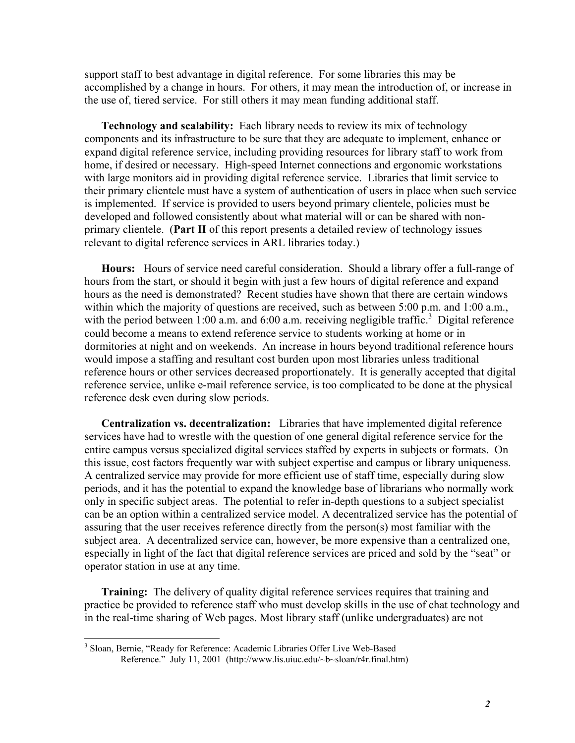support staff to best advantage in digital reference. For some libraries this may be accomplished by a change in hours. For others, it may mean the introduction of, or increase in the use of, tiered service. For still others it may mean funding additional staff.

**Technology and scalability:** Each library needs to review its mix of technology components and its infrastructure to be sure that they are adequate to implement, enhance or expand digital reference service, including providing resources for library staff to work from home, if desired or necessary. High-speed Internet connections and ergonomic workstations with large monitors aid in providing digital reference service. Libraries that limit service to their primary clientele must have a system of authentication of users in place when such service is implemented. If service is provided to users beyond primary clientele, policies must be developed and followed consistently about what material will or can be shared with non-primary clientele. (**Part II** of this report presents a detailed review of technology issues relevant to digital reference services in ARL libraries today.)

**Hours:** Hours of service need careful consideration. Should a library offer a full-range of hours from the start, or should it begin with just a few hours of digital reference and expand hours as the need is demonstrated? Recent studies have shown that there are certain windows within which the majority of questions are received, such as between 5:00 p.m. and 1:00 a.m., with the period between 1:00 a.m. and 6:00 a.m. receiving negligible traffic.[3] Digital reference could become a means to extend reference service to students working at home or in dormitories at night and on weekends. An increase in hours beyond traditional reference hours would impose a staffing and resultant cost burden upon most libraries unless traditional reference hours or other services decreased proportionately. It is generally accepted that digital reference service, unlike e-mail reference service, is too complicated to be done at the physical reference desk even during slow periods.

**Centralization vs. decentralization:** Libraries that have implemented digital reference services have had to wrestle with the question of one general digital reference service for the entire campus versus specialized digital services staffed by experts in subjects or formats. On this issue, cost factors frequently war with subject expertise and campus or library uniqueness. A centralized service may provide for more efficient use of staff time, especially during slow periods, and it has the potential to expand the knowledge base of librarians who normally work only in specific subject areas. The potential to refer in-depth questions to a subject specialist can be an option within a centralized service model. A decentralized service has the potential of assuring that the user receives reference directly from the person(s) most familiar with the subject area. A decentralized service can, however, be more expensive than a centralized one, especially in light of the fact that digital reference services are priced and sold by the "seat" or operator station in use at any time.

**Training:** The delivery of quality digital reference services requires that training and practice be provided to reference staff who must develop skills in the use of chat technology and in the real-time sharing of Web pages. Most library staff (unlike undergraduates) are not

---

[3] Sloan, Bernie, "Ready for Reference: Academic Libraries Offer Live Web-Based Reference." July 11, 2001 (http://www.lis.uiuc.edu/~b~sloan/r4r.final.htm)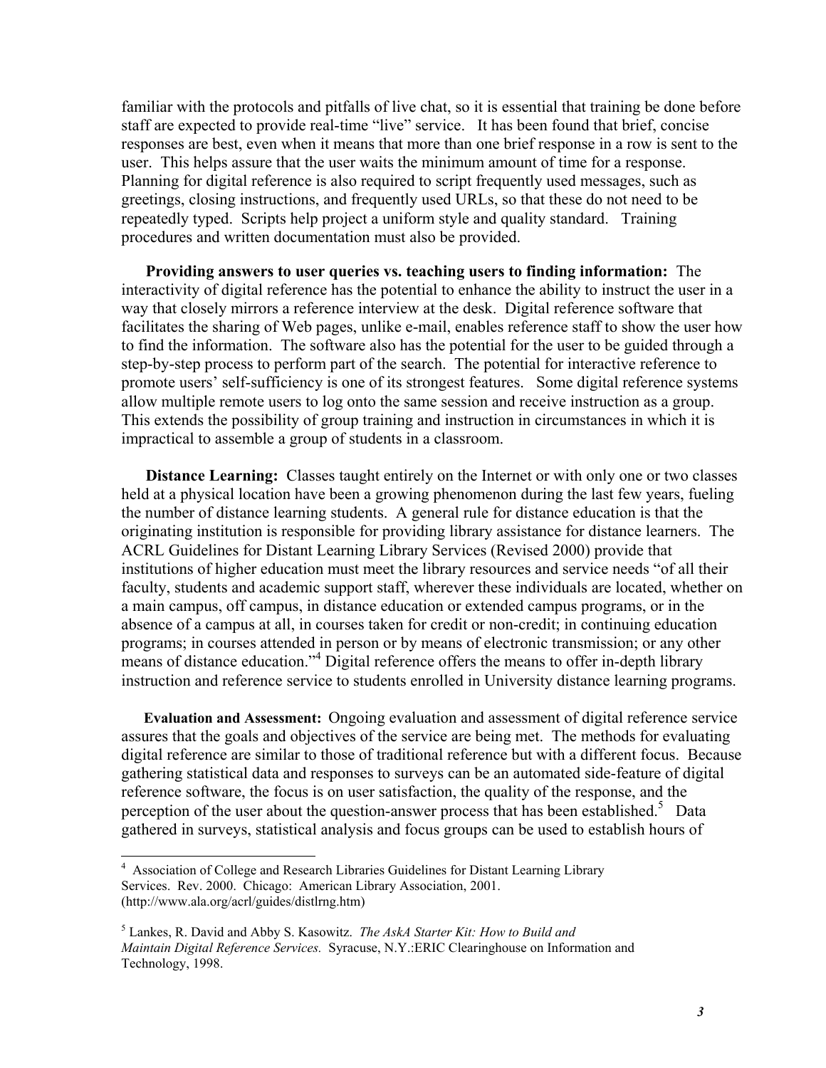familiar with the protocols and pitfalls of live chat, so it is essential that training be done before staff are expected to provide real-time "live" service. It has been found that brief, concise responses are best, even when it means that more than one brief response in a row is sent to the user. This helps assure that the user waits the minimum amount of time for a response. Planning for digital reference is also required to script frequently used messages, such as greetings, closing instructions, and frequently used URLs, so that these do not need to be repeatedly typed. Scripts help project a uniform style and quality standard. Training procedures and written documentation must also be provided.

**Providing answers to user queries vs. teaching users to finding information:** The interactivity of digital reference has the potential to enhance the ability to instruct the user in a way that closely mirrors a reference interview at the desk. Digital reference software that facilitates the sharing of Web pages, unlike e-mail, enables reference staff to show the user how to find the information. The software also has the potential for the user to be guided through a step-by-step process to perform part of the search. The potential for interactive reference to promote users' self-sufficiency is one of its strongest features. Some digital reference systems allow multiple remote users to log onto the same session and receive instruction as a group. This extends the possibility of group training and instruction in circumstances in which it is impractical to assemble a group of students in a classroom.

**Distance Learning:** Classes taught entirely on the Internet or with only one or two classes held at a physical location have been a growing phenomenon during the last few years, fueling the number of distance learning students. A general rule for distance education is that the originating institution is responsible for providing library assistance for distance learners. The ACRL Guidelines for Distant Learning Library Services (Revised 2000) provide that institutions of higher education must meet the library resources and service needs "of all their faculty, students and academic support staff, wherever these individuals are located, whether on a main campus, off campus, in distance education or extended campus programs, or in the absence of a campus at all, in courses taken for credit or non-credit; in continuing education programs; in courses attended in person or by means of electronic transmission; or any other means of distance education."[4] Digital reference offers the means to offer in-depth library instruction and reference service to students enrolled in University distance learning programs.

**Evaluation and Assessment:** Ongoing evaluation and assessment of digital reference service assures that the goals and objectives of the service are being met. The methods for evaluating digital reference are similar to those of traditional reference but with a different focus. Because gathering statistical data and responses to surveys can be an automated side-feature of digital reference software, the focus is on user satisfaction, the quality of the response, and the perception of the user about the question-answer process that has been established.[5] Data gathered in surveys, statistical analysis and focus groups can be used to establish hours of

---

[4] Association of College and Research Libraries Guidelines for Distant Learning Library Services. Rev. 2000. Chicago: American Library Association, 2001. (http://www.ala.org/acrl/guides/distlrng.htm)

[5] Lankes, R. David and Abby S. Kasowitz. *The AskA Starter Kit: How to Build and Maintain Digital Reference Services.* Syracuse, N.Y.:ERIC Clearinghouse on Information and Technology, 1998.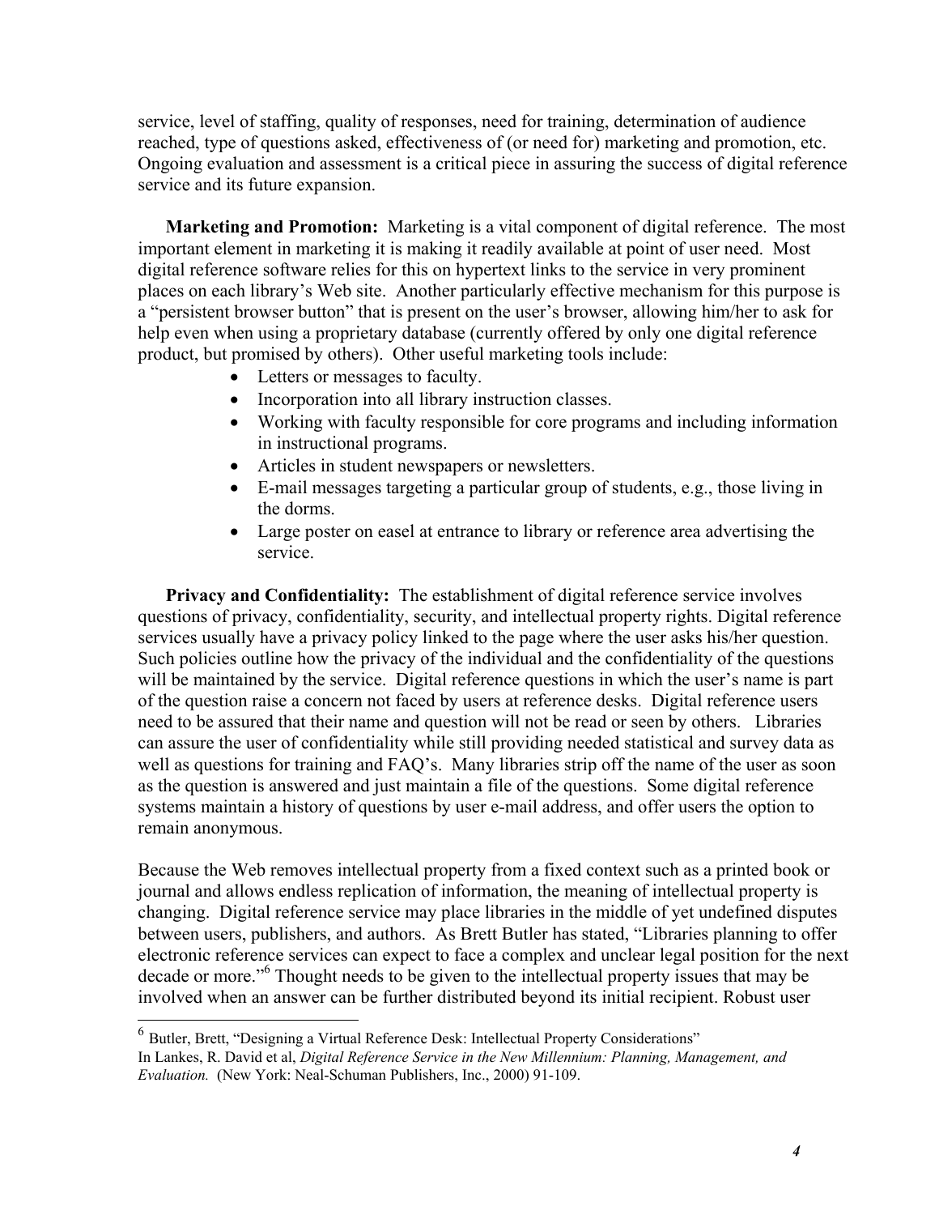service, level of staffing, quality of responses, need for training, determination of audience reached, type of questions asked, effectiveness of (or need for) marketing and promotion, etc. Ongoing evaluation and assessment is a critical piece in assuring the success of digital reference service and its future expansion.

**Marketing and Promotion:** Marketing is a vital component of digital reference. The most important element in marketing it is making it readily available at point of user need. Most digital reference software relies for this on hypertext links to the service in very prominent places on each library's Web site. Another particularly effective mechanism for this purpose is a "persistent browser button" that is present on the user's browser, allowing him/her to ask for help even when using a proprietary database (currently offered by only one digital reference product, but promised by others). Other useful marketing tools include:

- Letters or messages to faculty.
- Incorporation into all library instruction classes.
- Working with faculty responsible for core programs and including information in instructional programs.
- Articles in student newspapers or newsletters.
- E-mail messages targeting a particular group of students, e.g., those living in the dorms.
- Large poster on easel at entrance to library or reference area advertising the service.

**Privacy and Confidentiality:** The establishment of digital reference service involves questions of privacy, confidentiality, security, and intellectual property rights. Digital reference services usually have a privacy policy linked to the page where the user asks his/her question. Such policies outline how the privacy of the individual and the confidentiality of the questions will be maintained by the service. Digital reference questions in which the user's name is part of the question raise a concern not faced by users at reference desks. Digital reference users need to be assured that their name and question will not be read or seen by others. Libraries can assure the user of confidentiality while still providing needed statistical and survey data as well as questions for training and FAQ's. Many libraries strip off the name of the user as soon as the question is answered and just maintain a file of the questions. Some digital reference systems maintain a history of questions by user e-mail address, and offer users the option to remain anonymous.

Because the Web removes intellectual property from a fixed context such as a printed book or journal and allows endless replication of information, the meaning of intellectual property is changing. Digital reference service may place libraries in the middle of yet undefined disputes between users, publishers, and authors. As Brett Butler has stated, "Libraries planning to offer electronic reference services can expect to face a complex and unclear legal position for the next decade or more."[6] Thought needs to be given to the intellectual property issues that may be involved when an answer can be further distributed beyond its initial recipient. Robust user

---

[6] Butler, Brett, "Designing a Virtual Reference Desk: Intellectual Property Considerations" In Lankes, R. David et al, *Digital Reference Service in the New Millennium: Planning, Management, and Evaluation.* (New York: Neal-Schuman Publishers, Inc., 2000) 91-109.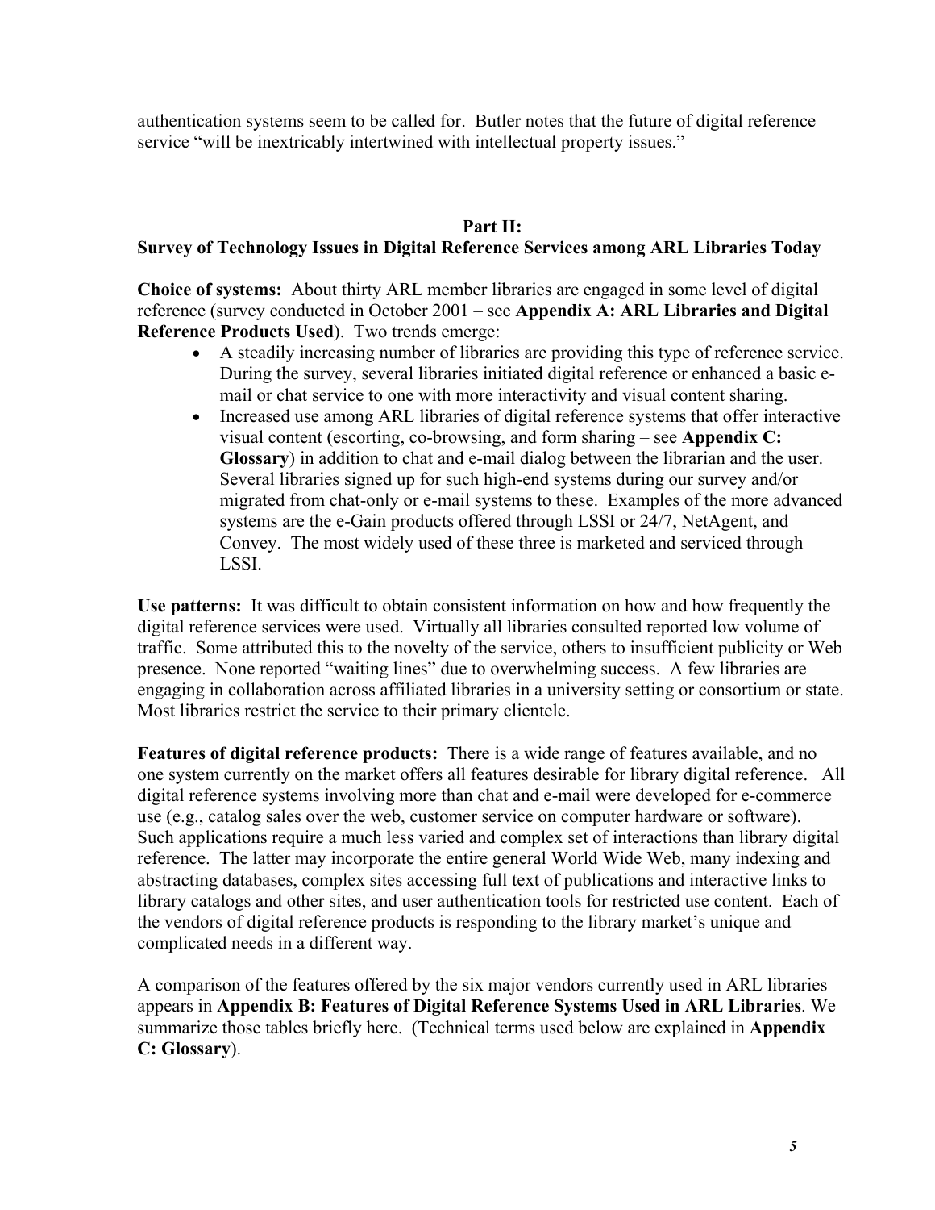authentication systems seem to be called for. Butler notes that the future of digital reference service "will be inextricably intertwined with intellectual property issues."

## Part II:
## Survey of Technology Issues in Digital Reference Services among ARL Libraries Today

**Choice of systems:** About thirty ARL member libraries are engaged in some level of digital reference (survey conducted in October 2001 – see **Appendix A: ARL Libraries and Digital Reference Products Used**). Two trends emerge:

- A steadily increasing number of libraries are providing this type of reference service. During the survey, several libraries initiated digital reference or enhanced a basic e-mail or chat service to one with more interactivity and visual content sharing.
- Increased use among ARL libraries of digital reference systems that offer interactive visual content (escorting, co-browsing, and form sharing – see **Appendix C: Glossary**) in addition to chat and e-mail dialog between the librarian and the user. Several libraries signed up for such high-end systems during our survey and/or migrated from chat-only or e-mail systems to these. Examples of the more advanced systems are the e-Gain products offered through LSSI or 24/7, NetAgent, and Convey. The most widely used of these three is marketed and serviced through LSSI.

**Use patterns:** It was difficult to obtain consistent information on how and how frequently the digital reference services were used. Virtually all libraries consulted reported low volume of traffic. Some attributed this to the novelty of the service, others to insufficient publicity or Web presence. None reported "waiting lines" due to overwhelming success. A few libraries are engaging in collaboration across affiliated libraries in a university setting or consortium or state. Most libraries restrict the service to their primary clientele.

**Features of digital reference products:** There is a wide range of features available, and no one system currently on the market offers all features desirable for library digital reference. All digital reference systems involving more than chat and e-mail were developed for e-commerce use (e.g., catalog sales over the web, customer service on computer hardware or software). Such applications require a much less varied and complex set of interactions than library digital reference. The latter may incorporate the entire general World Wide Web, many indexing and abstracting databases, complex sites accessing full text of publications and interactive links to library catalogs and other sites, and user authentication tools for restricted use content. Each of the vendors of digital reference products is responding to the library market's unique and complicated needs in a different way.

A comparison of the features offered by the six major vendors currently used in ARL libraries appears in **Appendix B: Features of Digital Reference Systems Used in ARL Libraries**. We summarize those tables briefly here. (Technical terms used below are explained in **Appendix C: Glossary**).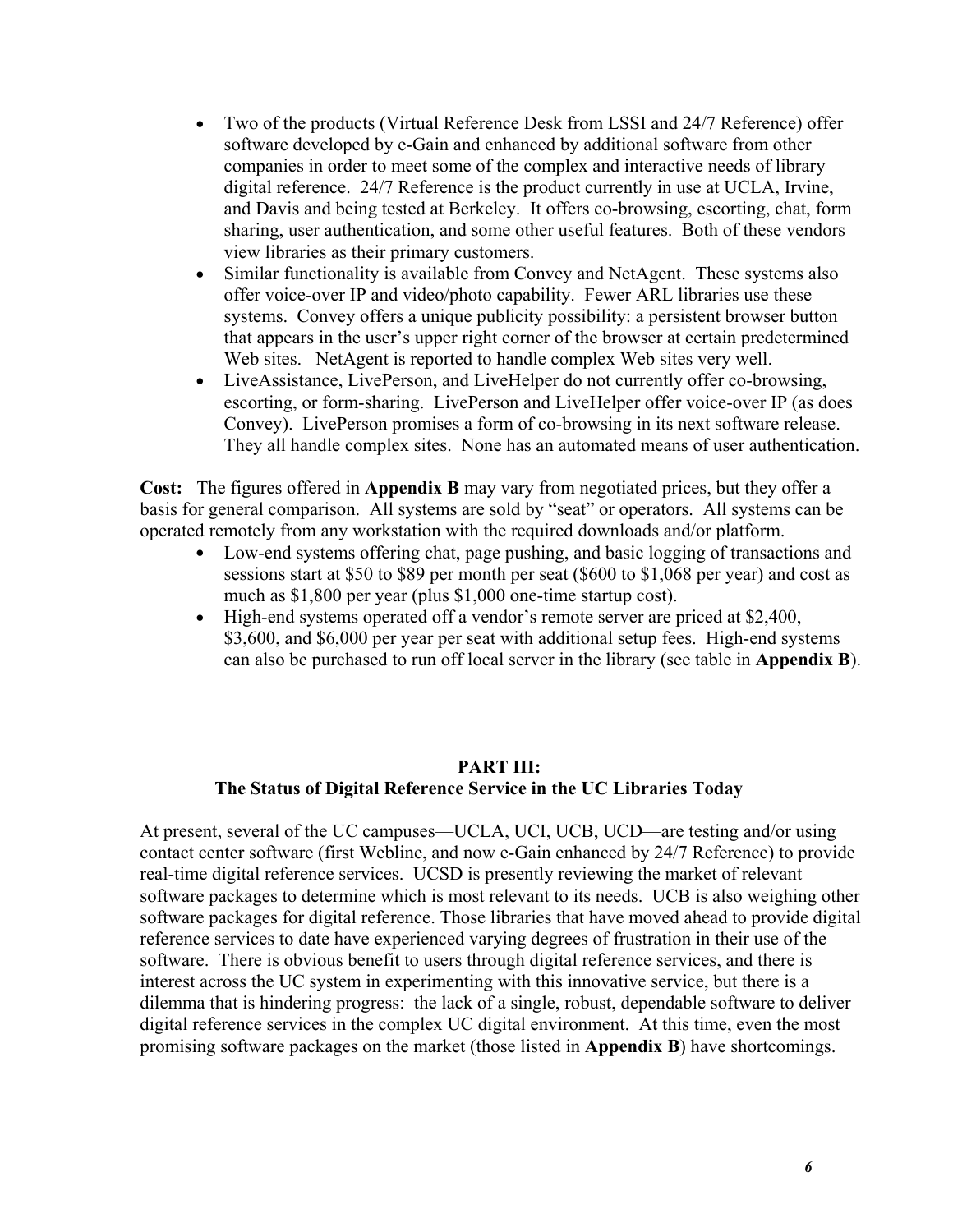- Two of the products (Virtual Reference Desk from LSSI and 24/7 Reference) offer software developed by e-Gain and enhanced by additional software from other companies in order to meet some of the complex and interactive needs of library digital reference. 24/7 Reference is the product currently in use at UCLA, Irvine, and Davis and being tested at Berkeley. It offers co-browsing, escorting, chat, form sharing, user authentication, and some other useful features. Both of these vendors view libraries as their primary customers.
- Similar functionality is available from Convey and NetAgent. These systems also offer voice-over IP and video/photo capability. Fewer ARL libraries use these systems. Convey offers a unique publicity possibility: a persistent browser button that appears in the user's upper right corner of the browser at certain predetermined Web sites. NetAgent is reported to handle complex Web sites very well.
- LiveAssistance, LivePerson, and LiveHelper do not currently offer co-browsing, escorting, or form-sharing. LivePerson and LiveHelper offer voice-over IP (as does Convey). LivePerson promises a form of co-browsing in its next software release. They all handle complex sites. None has an automated means of user authentication.

**Cost:** The figures offered in **Appendix B** may vary from negotiated prices, but they offer a basis for general comparison. All systems are sold by "seat" or operators. All systems can be operated remotely from any workstation with the required downloads and/or platform.

- Low-end systems offering chat, page pushing, and basic logging of transactions and sessions start at \$50 to \$89 per month per seat (\$600 to \$1,068 per year) and cost as much as \$1,800 per year (plus \$1,000 one-time startup cost).
- High-end systems operated off a vendor's remote server are priced at \$2,400, \$3,600, and \$6,000 per year per seat with additional setup fees. High-end systems can also be purchased to run off local server in the library (see table in **Appendix B**).

## PART III: The Status of Digital Reference Service in the UC Libraries Today

At present, several of the UC campuses—UCLA, UCI, UCB, UCD—are testing and/or using contact center software (first Webline, and now e-Gain enhanced by 24/7 Reference) to provide real-time digital reference services. UCSD is presently reviewing the market of relevant software packages to determine which is most relevant to its needs. UCB is also weighing other software packages for digital reference. Those libraries that have moved ahead to provide digital reference services to date have experienced varying degrees of frustration in their use of the software. There is obvious benefit to users through digital reference services, and there is interest across the UC system in experimenting with this innovative service, but there is a dilemma that is hindering progress: the lack of a single, robust, dependable software to deliver digital reference services in the complex UC digital environment. At this time, even the most promising software packages on the market (those listed in **Appendix B**) have shortcomings.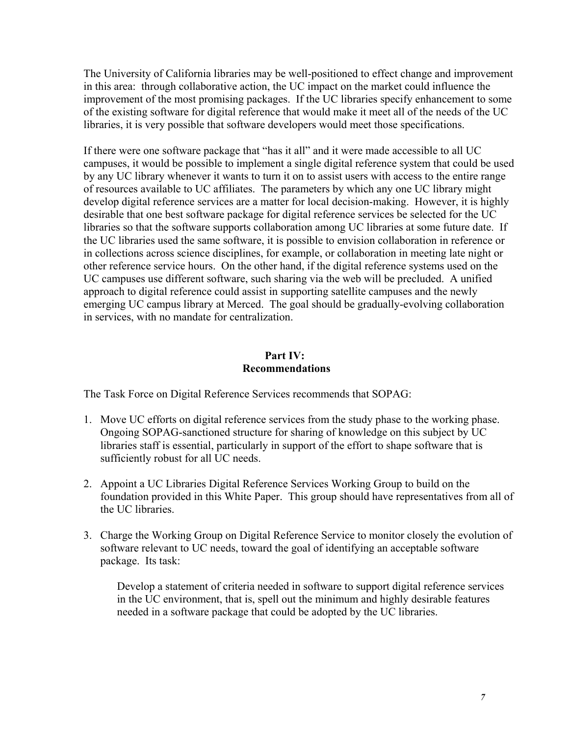The University of California libraries may be well-positioned to effect change and improvement in this area: through collaborative action, the UC impact on the market could influence the improvement of the most promising packages. If the UC libraries specify enhancement to some of the existing software for digital reference that would make it meet all of the needs of the UC libraries, it is very possible that software developers would meet those specifications.

If there were one software package that "has it all" and it were made accessible to all UC campuses, it would be possible to implement a single digital reference system that could be used by any UC library whenever it wants to turn it on to assist users with access to the entire range of resources available to UC affiliates. The parameters by which any one UC library might develop digital reference services are a matter for local decision-making. However, it is highly desirable that one best software package for digital reference services be selected for the UC libraries so that the software supports collaboration among UC libraries at some future date. If the UC libraries used the same software, it is possible to envision collaboration in reference or in collections across science disciplines, for example, or collaboration in meeting late night or other reference service hours. On the other hand, if the digital reference systems used on the UC campuses use different software, such sharing via the web will be precluded. A unified approach to digital reference could assist in supporting satellite campuses and the newly emerging UC campus library at Merced. The goal should be gradually-evolving collaboration in services, with no mandate for centralization.

## Part IV: Recommendations

The Task Force on Digital Reference Services recommends that SOPAG:

1. Move UC efforts on digital reference services from the study phase to the working phase. Ongoing SOPAG-sanctioned structure for sharing of knowledge on this subject by UC libraries staff is essential, particularly in support of the effort to shape software that is sufficiently robust for all UC needs.

2. Appoint a UC Libraries Digital Reference Services Working Group to build on the foundation provided in this White Paper. This group should have representatives from all of the UC libraries.

3. Charge the Working Group on Digital Reference Service to monitor closely the evolution of software relevant to UC needs, toward the goal of identifying an acceptable software package. Its task:

   Develop a statement of criteria needed in software to support digital reference services in the UC environment, that is, spell out the minimum and highly desirable features needed in a software package that could be adopted by the UC libraries.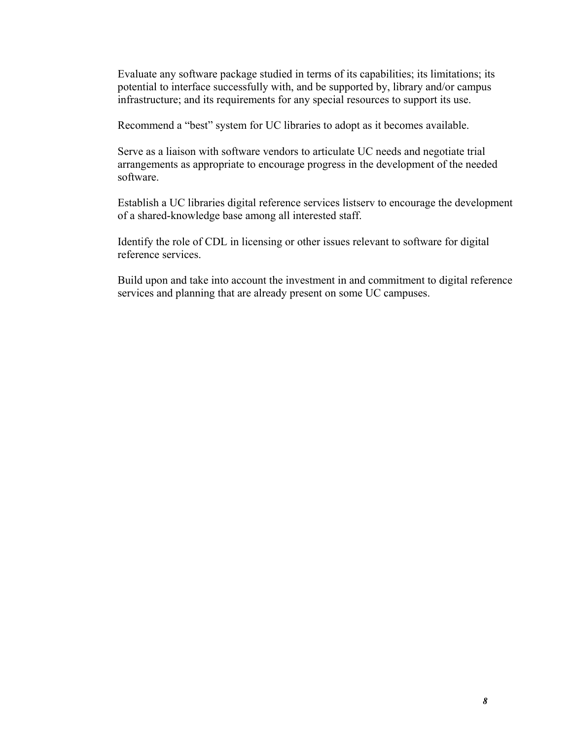Evaluate any software package studied in terms of its capabilities; its limitations; its potential to interface successfully with, and be supported by, library and/or campus infrastructure; and its requirements for any special resources to support its use.

Recommend a "best" system for UC libraries to adopt as it becomes available.

Serve as a liaison with software vendors to articulate UC needs and negotiate trial arrangements as appropriate to encourage progress in the development of the needed software.

Establish a UC libraries digital reference services listserv to encourage the development of a shared-knowledge base among all interested staff.

Identify the role of CDL in licensing or other issues relevant to software for digital reference services.

Build upon and take into account the investment in and commitment to digital reference services and planning that are already present on some UC campuses.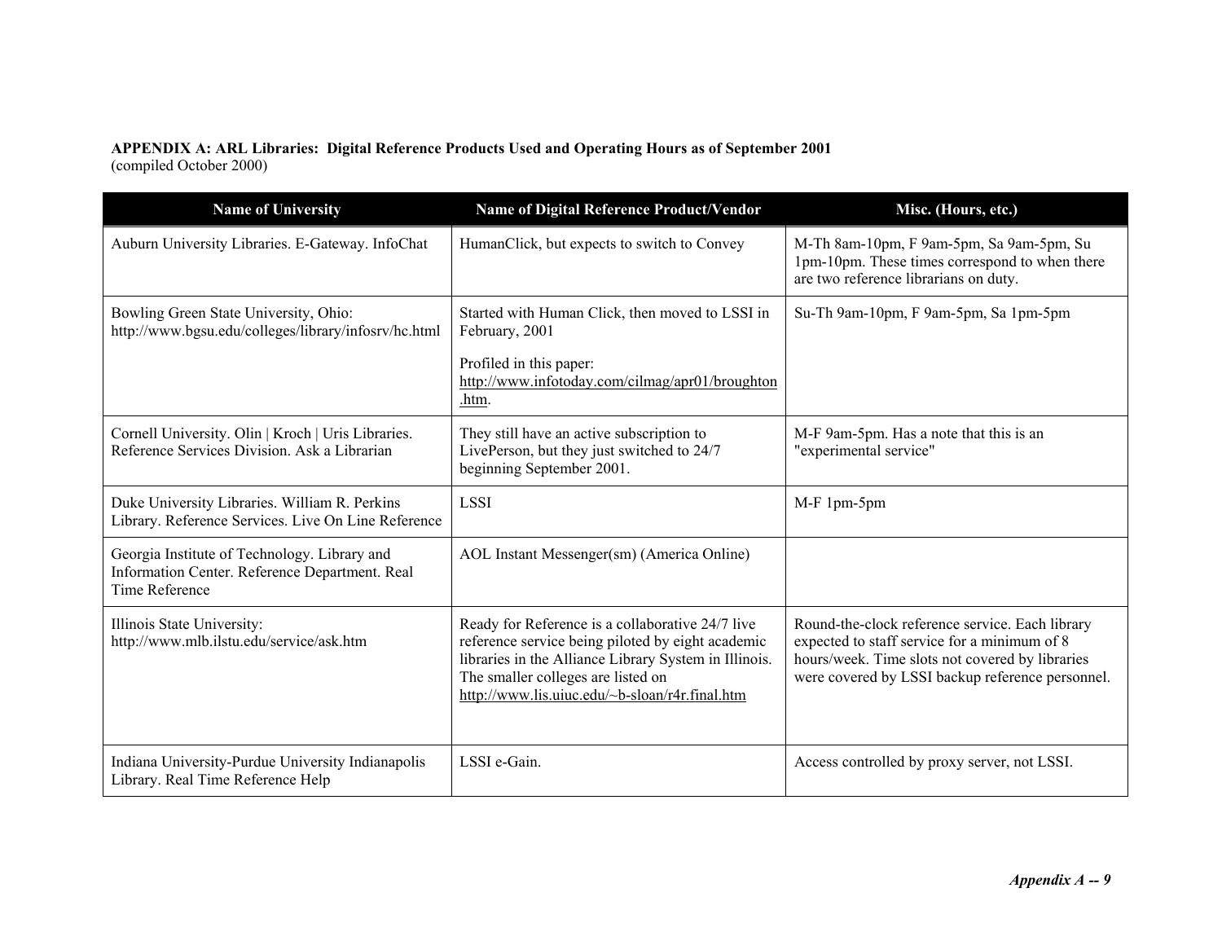**APPENDIX A: ARL Libraries: Digital Reference Products Used and Operating Hours as of September 2001**
(compiled October 2000)

| Name of University | Name of Digital Reference Product/Vendor | Misc. (Hours, etc.) |
|---|---|---|
| Auburn University Libraries. E-Gateway. InfoChat | HumanClick, but expects to switch to Convey | M-Th 8am-10pm, F 9am-5pm, Sa 9am-5pm, Su 1pm-10pm. These times correspond to when there are two reference librarians on duty. |
| Bowling Green State University, Ohio: http://www.bgsu.edu/colleges/library/infosrv/hc.html | Started with Human Click, then moved to LSSI in February, 2001<br><br>Profiled in this paper: http://www.infotoday.com/cilmag/apr01/broughton.htm. | Su-Th 9am-10pm, F 9am-5pm, Sa 1pm-5pm |
| Cornell University. Olin \| Kroch \| Uris Libraries. Reference Services Division. Ask a Librarian | They still have an active subscription to LivePerson, but they just switched to 24/7 beginning September 2001. | M-F 9am-5pm. Has a note that this is an "experimental service" |
| Duke University Libraries. William R. Perkins Library. Reference Services. Live On Line Reference | LSSI | M-F 1pm-5pm |
| Georgia Institute of Technology. Library and Information Center. Reference Department. Real Time Reference | AOL Instant Messenger(sm) (America Online) | |
| Illinois State University: http://www.mlb.ilstu.edu/service/ask.htm | Ready for Reference is a collaborative 24/7 live reference service being piloted by eight academic libraries in the Alliance Library System in Illinois. The smaller colleges are listed on http://www.lis.uiuc.edu/~b-sloan/r4r.final.htm | Round-the-clock reference service. Each library expected to staff service for a minimum of 8 hours/week. Time slots not covered by libraries were covered by LSSI backup reference personnel. |
| Indiana University-Purdue University Indianapolis Library. Real Time Reference Help | LSSI e-Gain. | Access controlled by proxy server, not LSSI. |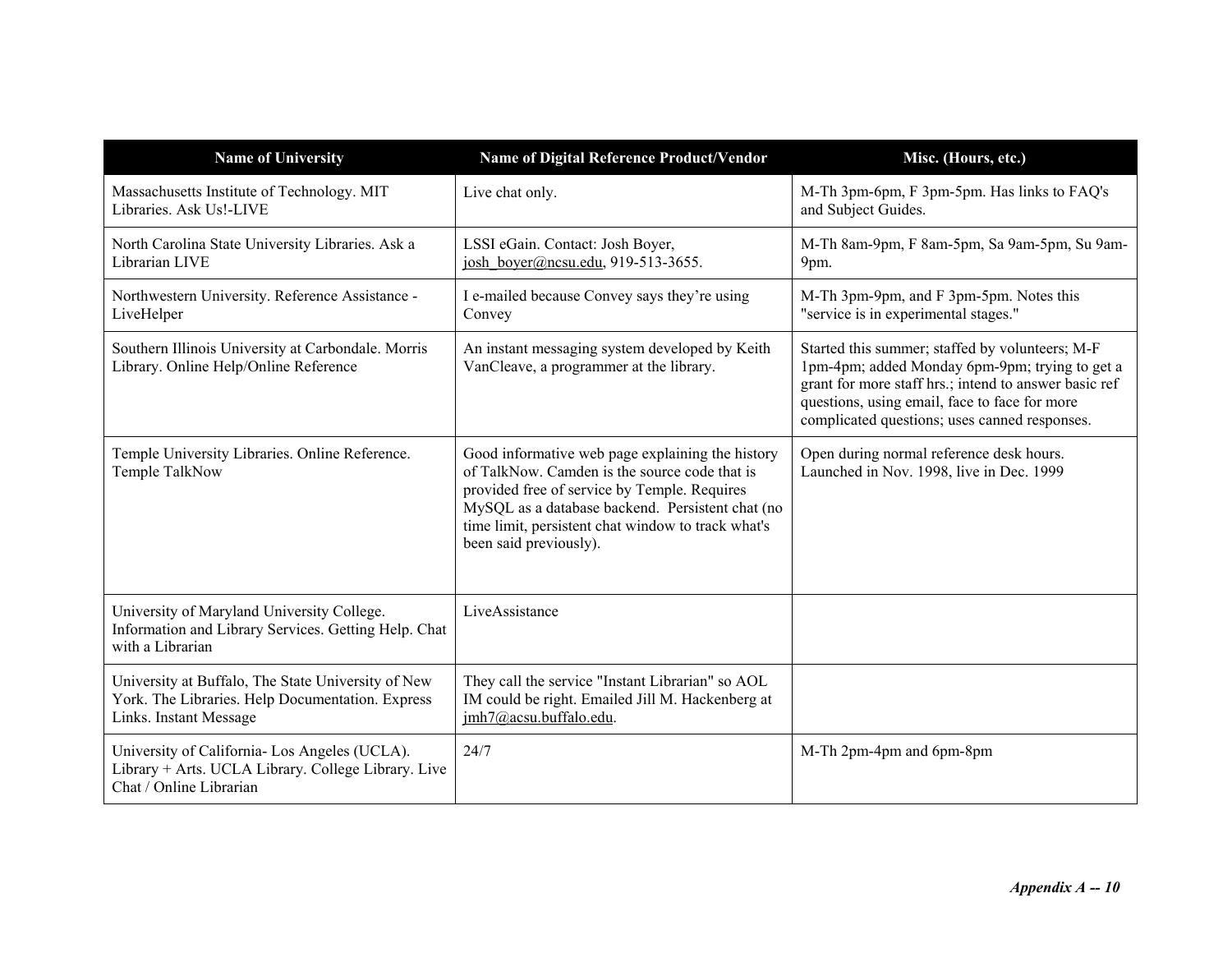| Name of University | Name of Digital Reference Product/Vendor | Misc. (Hours, etc.) |
|---|---|---|
| Massachusetts Institute of Technology. MIT Libraries. Ask Us!-LIVE | Live chat only. | M-Th 3pm-6pm, F 3pm-5pm. Has links to FAQ's and Subject Guides. |
| North Carolina State University Libraries. Ask a Librarian LIVE | LSSI eGain. Contact: Josh Boyer, josh_boyer@ncsu.edu, 919-513-3655. | M-Th 8am-9pm, F 8am-5pm, Sa 9am-5pm, Su 9am-9pm. |
| Northwestern University. Reference Assistance - LiveHelper | I e-mailed because Convey says they're using Convey | M-Th 3pm-9pm, and F 3pm-5pm. Notes this "service is in experimental stages." |
| Southern Illinois University at Carbondale. Morris Library. Online Help/Online Reference | An instant messaging system developed by Keith VanCleave, a programmer at the library. | Started this summer; staffed by volunteers; M-F 1pm-4pm; added Monday 6pm-9pm; trying to get a grant for more staff hrs.; intend to answer basic ref questions, using email, face to face for more complicated questions; uses canned responses. |
| Temple University Libraries. Online Reference. Temple TalkNow | Good informative web page explaining the history of TalkNow. Camden is the source code that is provided free of service by Temple. Requires MySQL as a database backend. Persistent chat (no time limit, persistent chat window to track what's been said previously). | Open during normal reference desk hours. Launched in Nov. 1998, live in Dec. 1999 |
| University of Maryland University College. Information and Library Services. Getting Help. Chat with a Librarian | LiveAssistance | |
| University at Buffalo, The State University of New York. The Libraries. Help Documentation. Express Links. Instant Message | They call the service "Instant Librarian" so AOL IM could be right. Emailed Jill M. Hackenberg at jmh7@acsu.buffalo.edu. | |
| University of California- Los Angeles (UCLA). Library + Arts. UCLA Library. College Library. Live Chat / Online Librarian | 24/7 | M-Th 2pm-4pm and 6pm-8pm |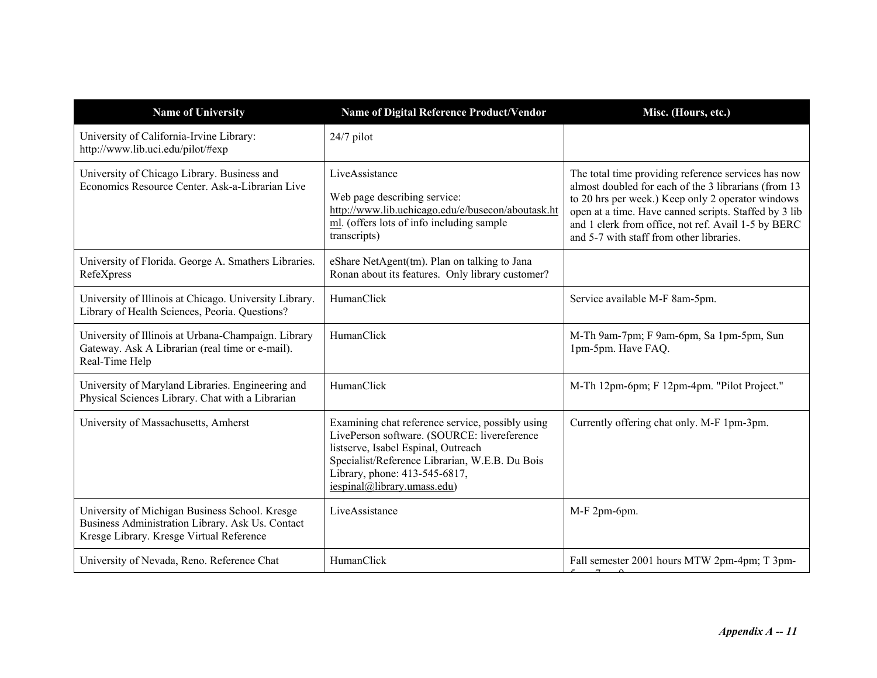| Name of University | Name of Digital Reference Product/Vendor | Misc. (Hours, etc.) |
|---|---|---|
| University of California-Irvine Library: http://www.lib.uci.edu/pilot/#exp | 24/7 pilot | |
| University of Chicago Library. Business and Economics Resource Center. Ask-a-Librarian Live | LiveAssistance<br><br>Web page describing service: http://www.lib.uchicago.edu/e/busecon/aboutask.html. (offers lots of info including sample transcripts) | The total time providing reference services has now almost doubled for each of the 3 librarians (from 13 to 20 hrs per week.) Keep only 2 operator windows open at a time. Have canned scripts. Staffed by 3 lib and 1 clerk from office, not ref. Avail 1-5 by BERC and 5-7 with staff from other libraries. |
| University of Florida. George A. Smathers Libraries. RefeXpress | eShare NetAgent(tm). Plan on talking to Jana Ronan about its features. Only library customer? | |
| University of Illinois at Chicago. University Library. Library of Health Sciences, Peoria. Questions? | HumanClick | Service available M-F 8am-5pm. |
| University of Illinois at Urbana-Champaign. Library Gateway. Ask A Librarian (real time or e-mail). Real-Time Help | HumanClick | M-Th 9am-7pm; F 9am-6pm, Sa 1pm-5pm, Sun 1pm-5pm. Have FAQ. |
| University of Maryland Libraries. Engineering and Physical Sciences Library. Chat with a Librarian | HumanClick | M-Th 12pm-6pm; F 12pm-4pm. "Pilot Project." |
| University of Massachusetts, Amherst | Examining chat reference service, possibly using LivePerson software. (SOURCE: livereference listserve, Isabel Espinal, Outreach Specialist/Reference Librarian, W.E.B. Du Bois Library, phone: 413-545-6817, iespinal@library.umass.edu) | Currently offering chat only. M-F 1pm-3pm. |
| University of Michigan Business School. Kresge Business Administration Library. Ask Us. Contact Kresge Library. Kresge Virtual Reference | LiveAssistance | M-F 2pm-6pm. |
| University of Nevada, Reno. Reference Chat | HumanClick | Fall semester 2001 hours MTW 2pm-4pm; T 3pm- |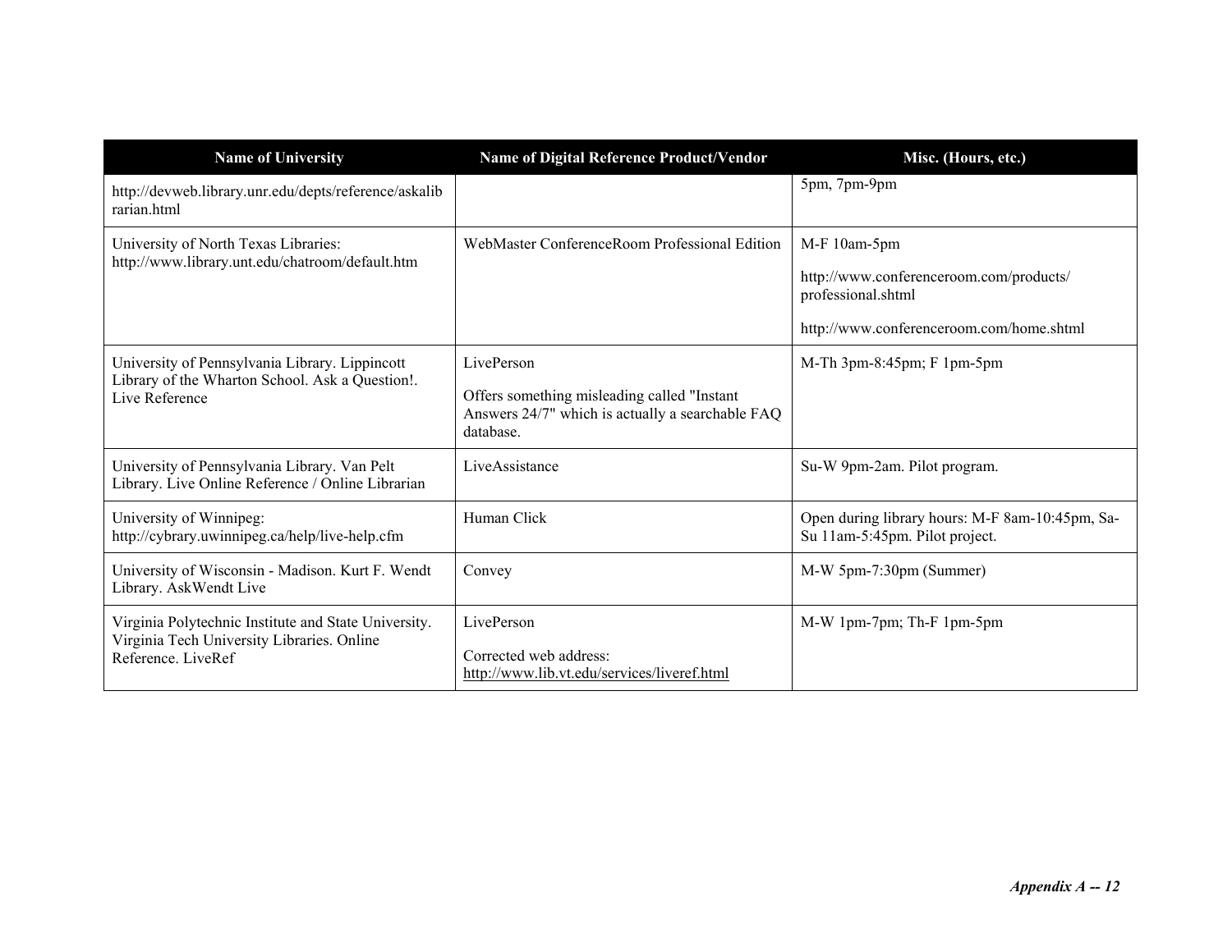| Name of University | Name of Digital Reference Product/Vendor | Misc. (Hours, etc.) |
|---|---|---|
| http://devweb.library.unr.edu/depts/reference/askalibrarian.html | | 5pm, 7pm-9pm |
| University of North Texas Libraries: http://www.library.unt.edu/chatroom/default.htm | WebMaster ConferenceRoom Professional Edition | M-F 10am-5pm<br><br>http://www.conferenceroom.com/products/professional.shtml<br><br>http://www.conferenceroom.com/home.shtml |
| University of Pennsylvania Library. Lippincott Library of the Wharton School. Ask a Question!. Live Reference | LivePerson<br><br>Offers something misleading called "Instant Answers 24/7" which is actually a searchable FAQ database. | M-Th 3pm-8:45pm; F 1pm-5pm |
| University of Pennsylvania Library. Van Pelt Library. Live Online Reference / Online Librarian | LiveAssistance | Su-W 9pm-2am. Pilot program. |
| University of Winnipeg: http://cybrary.uwinnipeg.ca/help/live-help.cfm | Human Click | Open during library hours: M-F 8am-10:45pm, Sa-Su 11am-5:45pm. Pilot project. |
| University of Wisconsin - Madison. Kurt F. Wendt Library. AskWendt Live | Convey | M-W 5pm-7:30pm (Summer) |
| Virginia Polytechnic Institute and State University. Virginia Tech University Libraries. Online Reference. LiveRef | LivePerson<br><br>Corrected web address: http://www.lib.vt.edu/services/liveref.html | M-W 1pm-7pm; Th-F 1pm-5pm |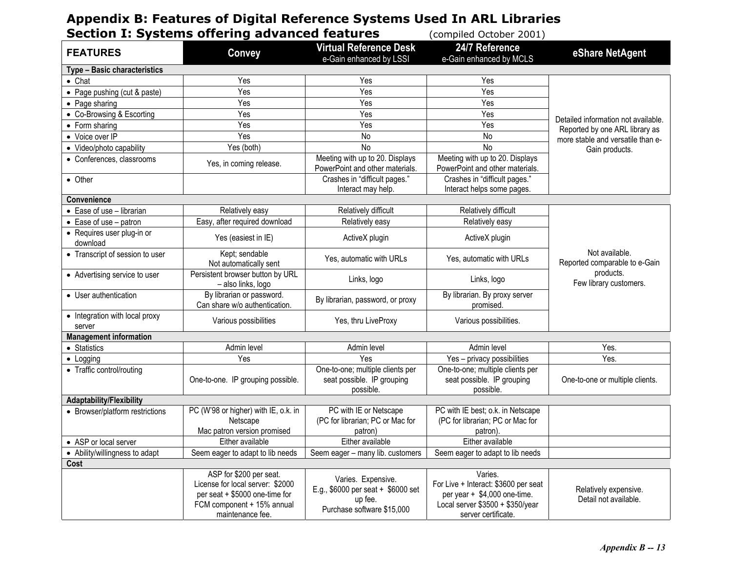# Appendix B: Features of Digital Reference Systems Used In ARL Libraries

## Section I: Systems offering advanced features (compiled October 2001)

| FEATURES | Convey | Virtual Reference Desk e-Gain enhanced by LSSI | 24/7 Reference e-Gain enhanced by MCLS | eShare NetAgent |
|---|---|---|---|---|
| **Type – Basic characteristics** | | | | |
| • Chat | Yes | Yes | Yes | Detailed information not available. Reported by one ARL library as more stable and versatile than e-Gain products. |
| • Page pushing (cut & paste) | Yes | Yes | Yes | |
| • Page sharing | Yes | Yes | Yes | |
| • Co-Browsing & Escorting | Yes | Yes | Yes | |
| • Form sharing | Yes | Yes | Yes | |
| • Voice over IP | Yes | No | No | |
| • Video/photo capability | Yes (both) | No | No | |
| • Conferences, classrooms | Yes, in coming release. | Meeting with up to 20. Displays PowerPoint and other materials. | Meeting with up to 20. Displays PowerPoint and other materials. | |
| • Other | | Crashes in "difficult pages." Interact may help. | Crashes in "difficult pages." Interact helps some pages. | |
| **Convenience** | | | | |
| • Ease of use – librarian | Relatively easy | Relatively difficult | Relatively difficult | Not available. Reported comparable to e-Gain products. Few library customers. |
| • Ease of use – patron | Easy, after required download | Relatively easy | Relatively easy | |
| • Requires user plug-in or download | Yes (easiest in IE) | ActiveX plugin | ActiveX plugin | |
| • Transcript of session to user | Kept; sendable Not automatically sent | Yes, automatic with URLs | Yes, automatic with URLs | |
| • Advertising service to user | Persistent browser button by URL – also links, logo | Links, logo | Links, logo | |
| • User authentication | By librarian or password. Can share w/o authentication. | By librarian, password, or proxy | By librarian. By proxy server promised. | |
| • Integration with local proxy server | Various possibilities | Yes, thru LiveProxy | Various possibilities. | |
| **Management information** | | | | |
| • Statistics | Admin level | Admin level | Admin level | Yes. |
| • Logging | Yes | Yes | Yes – privacy possibilities | Yes. |
| • Traffic control/routing | One-to-one. IP grouping possible. | One-to-one; multiple clients per seat possible. IP grouping possible. | One-to-one; multiple clients per seat possible. IP grouping possible. | One-to-one or multiple clients. |
| **Adaptability/Flexibility** | | | | |
| • Browser/platform restrictions | PC (W'98 or higher) with IE, o.k. in Netscape Mac patron version promised | PC with IE or Netscape (PC for librarian; PC or Mac for patron) | PC with IE best; o.k. in Netscape (PC for librarian; PC or Mac for patron). | |
| • ASP or local server | Either available | Either available | Either available | |
| • Ability/willingness to adapt | Seem eager to adapt to lib needs | Seem eager – many lib. customers | Seem eager to adapt to lib needs | |
| **Cost** | | | | |
| | ASP for $200 per seat. License for local server: $2000 per seat + $5000 one-time for FCM component + 15% annual maintenance fee. | Varies. Expensive. E.g., $6000 per seat + $6000 set up fee. Purchase software $15,000 | Varies. For Live + Interact: $3600 per seat per year + $4,000 one-time. Local server $3500 + $350/year server certificate. | Relatively expensive. Detail not available. |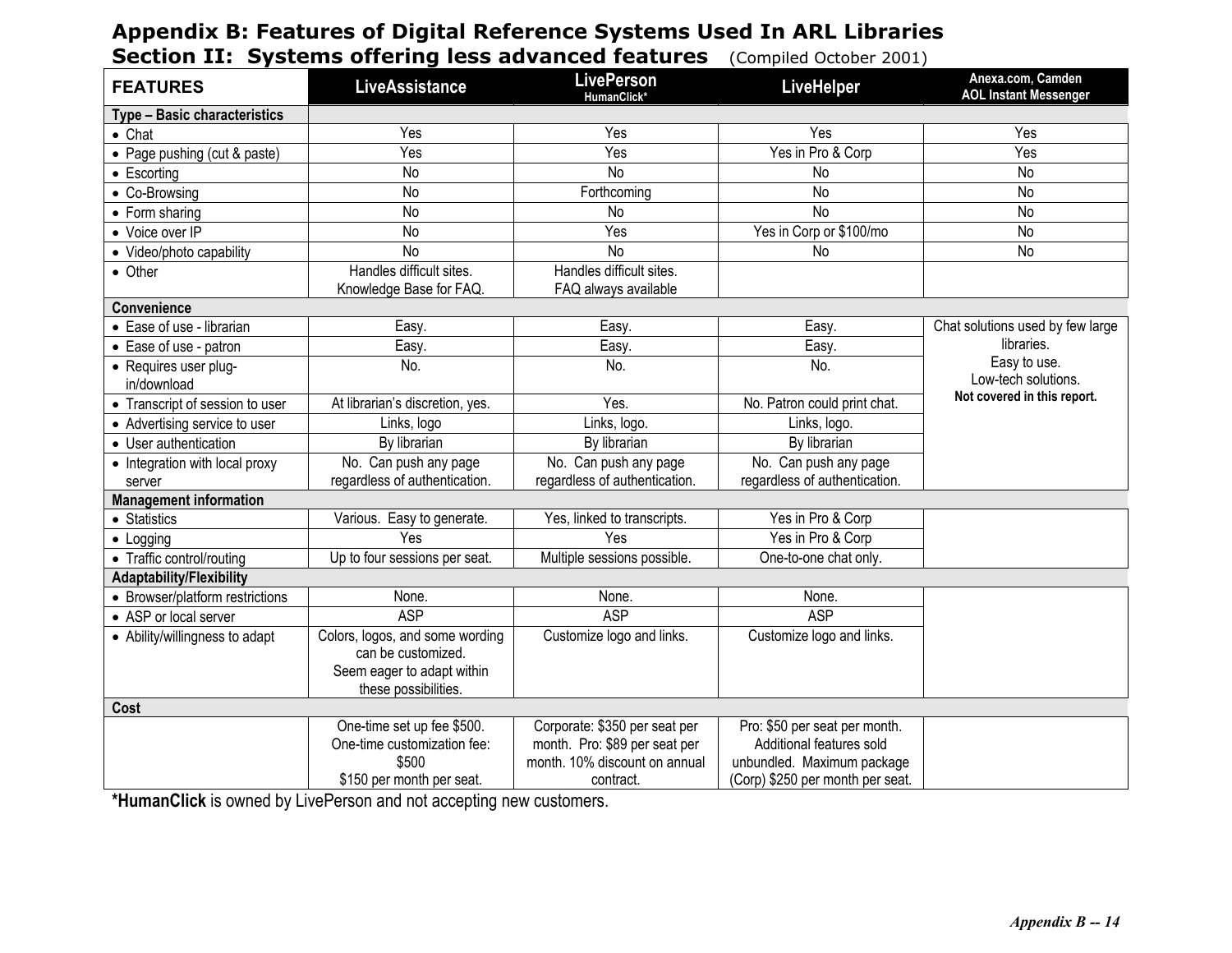# Appendix B: Features of Digital Reference Systems Used In ARL Libraries

## Section II: Systems offering less advanced features (Compiled October 2001)

| FEATURES | LiveAssistance | LivePerson HumanClick* | LiveHelper | Anexa.com, Camden AOL Instant Messenger |
|---|---|---|---|---|
| **Type – Basic characteristics** | | | | |
| • Chat | Yes | Yes | Yes | Yes |
| • Page pushing (cut & paste) | Yes | Yes | Yes in Pro & Corp | Yes |
| • Escorting | No | No | No | No |
| • Co-Browsing | No | Forthcoming | No | No |
| • Form sharing | No | No | No | No |
| • Voice over IP | No | Yes | Yes in Corp or $100/mo | No |
| • Video/photo capability | No | No | No | No |
| • Other | Handles difficult sites. Knowledge Base for FAQ. | Handles difficult sites. FAQ always available | | |
| **Convenience** | | | | |
| • Ease of use - librarian | Easy. | Easy. | Easy. | Chat solutions used by few large libraries. Easy to use. Low-tech solutions. **Not covered in this report.** |
| • Ease of use - patron | Easy. | Easy. | Easy. | |
| • Requires user plug-in/download | No. | No. | No. | |
| • Transcript of session to user | At librarian's discretion, yes. | Yes. | No. Patron could print chat. | |
| • Advertising service to user | Links, logo | Links, logo. | Links, logo. | |
| • User authentication | By librarian | By librarian | By librarian | |
| • Integration with local proxy server | No. Can push any page regardless of authentication. | No. Can push any page regardless of authentication. | No. Can push any page regardless of authentication. | |
| **Management information** | | | | |
| • Statistics | Various. Easy to generate. | Yes, linked to transcripts. | Yes in Pro & Corp | |
| • Logging | Yes | Yes | Yes in Pro & Corp | |
| • Traffic control/routing | Up to four sessions per seat. | Multiple sessions possible. | One-to-one chat only. | |
| **Adaptability/Flexibility** | | | | |
| • Browser/platform restrictions | None. | None. | None. | |
| • ASP or local server | ASP | ASP | ASP | |
| • Ability/willingness to adapt | Colors, logos, and some wording can be customized. Seem eager to adapt within these possibilities. | Customize logo and links. | Customize logo and links. | |
| **Cost** | | | | |
| | One-time set up fee $500. One-time customization fee: $500 $150 per month per seat. | Corporate: $350 per seat per month. Pro: $89 per seat per month. 10% discount on annual contract. | Pro: $50 per seat per month. Additional features sold unbundled. Maximum package (Corp) $250 per month per seat. | |

***HumanClick** is owned by LivePerson and not accepting new customers.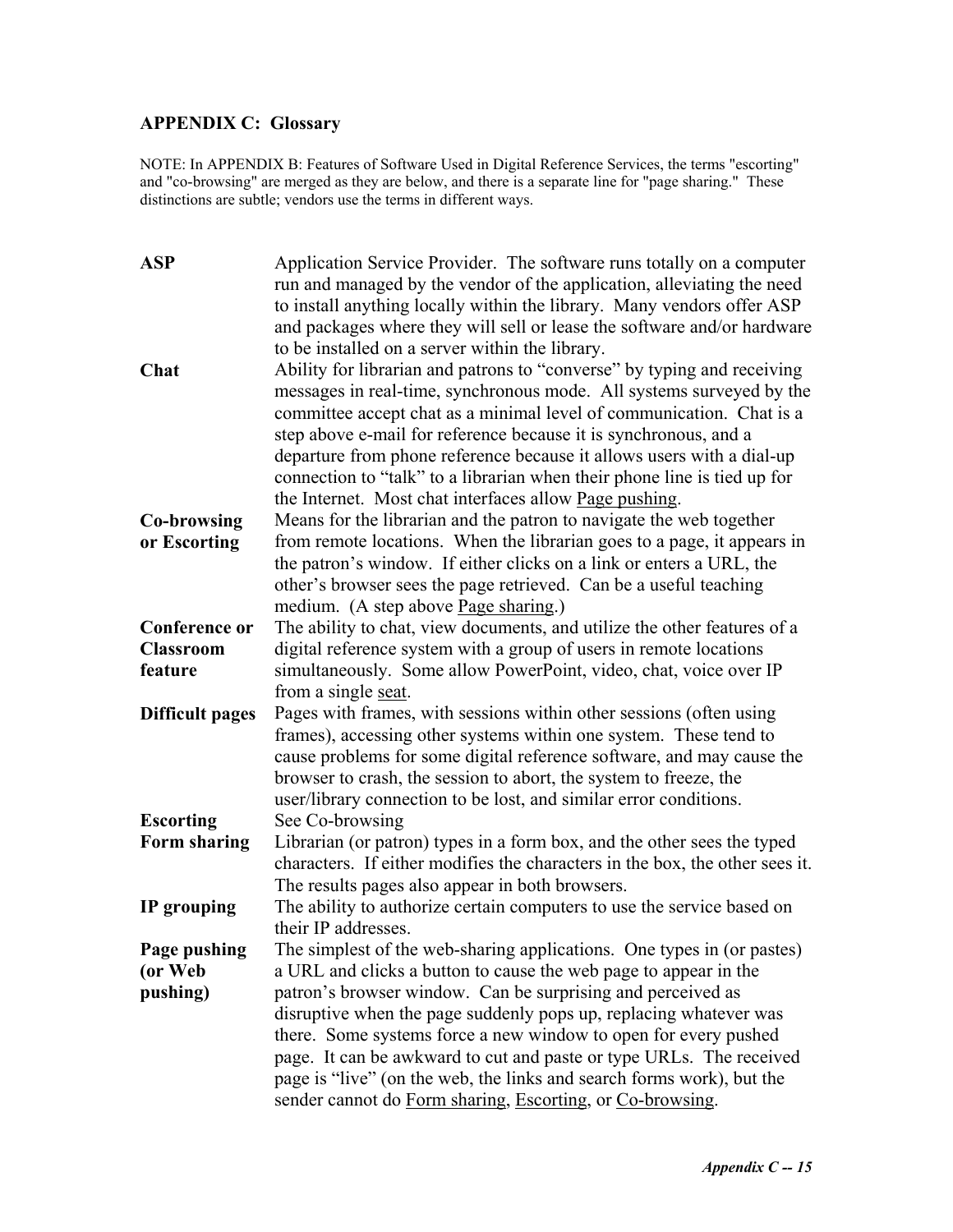## APPENDIX C: Glossary

NOTE: In APPENDIX B: Features of Software Used in Digital Reference Services, the terms "escorting" and "co-browsing" are merged as they are below, and there is a separate line for "page sharing." These distinctions are subtle; vendors use the terms in different ways.

| | |
|---|---|
| **ASP** | Application Service Provider. The software runs totally on a computer run and managed by the vendor of the application, alleviating the need to install anything locally within the library. Many vendors offer ASP and packages where they will sell or lease the software and/or hardware to be installed on a server within the library. |
| **Chat** | Ability for librarian and patrons to "converse" by typing and receiving messages in real-time, synchronous mode. All systems surveyed by the committee accept chat as a minimal level of communication. Chat is a step above e-mail for reference because it is synchronous, and a departure from phone reference because it allows users with a dial-up connection to "talk" to a librarian when their phone line is tied up for the Internet. Most chat interfaces allow Page pushing. |
| **Co-browsing or Escorting** | Means for the librarian and the patron to navigate the web together from remote locations. When the librarian goes to a page, it appears in the patron's window. If either clicks on a link or enters a URL, the other's browser sees the page retrieved. Can be a useful teaching medium. (A step above Page sharing.) |
| **Conference or Classroom feature** | The ability to chat, view documents, and utilize the other features of a digital reference system with a group of users in remote locations simultaneously. Some allow PowerPoint, video, chat, voice over IP from a single seat. |
| **Difficult pages** | Pages with frames, with sessions within other sessions (often using frames), accessing other systems within one system. These tend to cause problems for some digital reference software, and may cause the browser to crash, the session to abort, the system to freeze, the user/library connection to be lost, and similar error conditions. |
| **Escorting** | See Co-browsing |
| **Form sharing** | Librarian (or patron) types in a form box, and the other sees the typed characters. If either modifies the characters in the box, the other sees it. The results pages also appear in both browsers. |
| **IP grouping** | The ability to authorize certain computers to use the service based on their IP addresses. |
| **Page pushing (or Web pushing)** | The simplest of the web-sharing applications. One types in (or pastes) a URL and clicks a button to cause the web page to appear in the patron's browser window. Can be surprising and perceived as disruptive when the page suddenly pops up, replacing whatever was there. Some systems force a new window to open for every pushed page. It can be awkward to cut and paste or type URLs. The received page is "live" (on the web, the links and search forms work), but the sender cannot do Form sharing, Escorting, or Co-browsing. |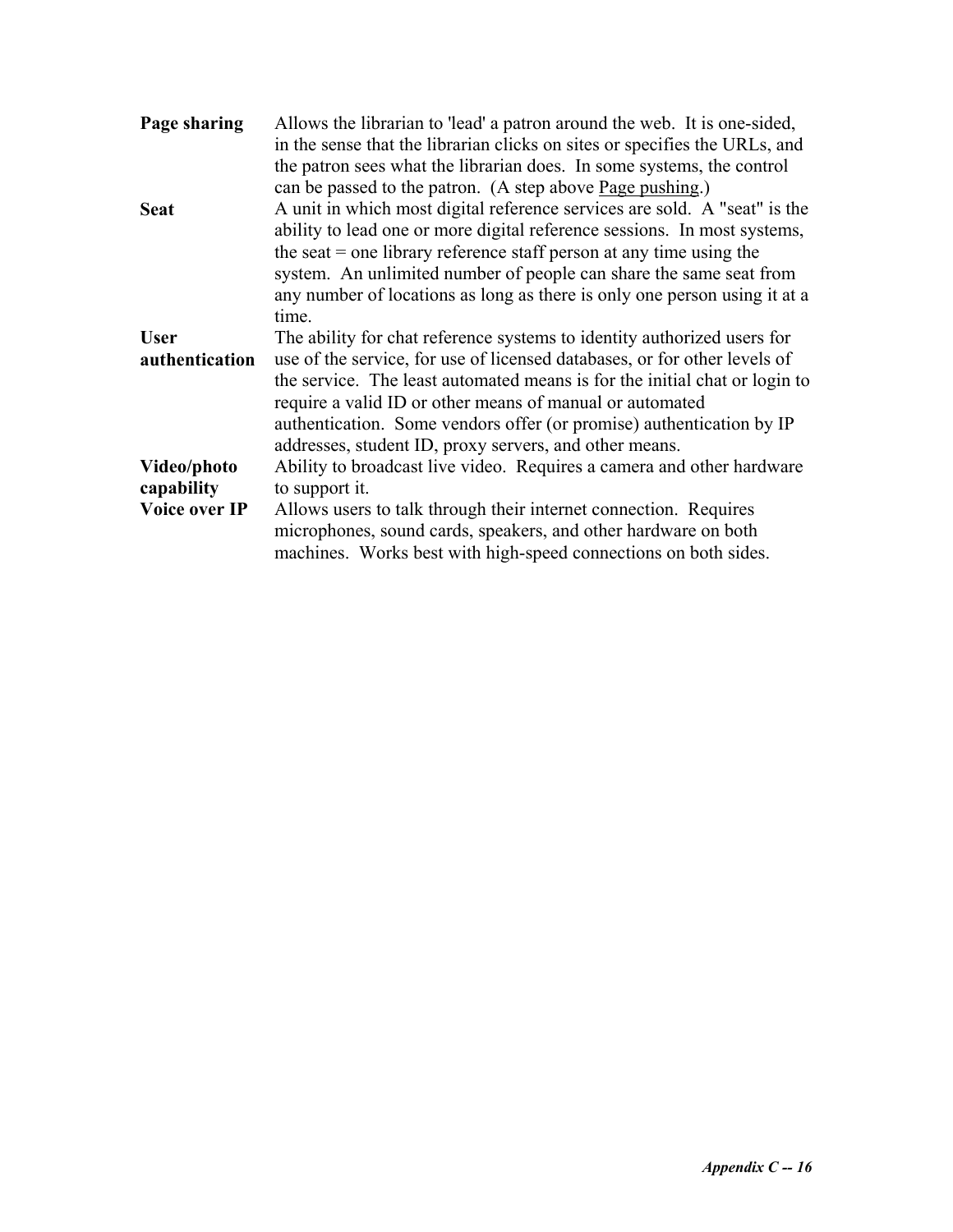| | |
|---|---|
| **Page sharing** | Allows the librarian to 'lead' a patron around the web. It is one-sided, in the sense that the librarian clicks on sites or specifies the URLs, and the patron sees what the librarian does. In some systems, the control can be passed to the patron. (A step above Page pushing.) |
| **Seat** | A unit in which most digital reference services are sold. A "seat" is the ability to lead one or more digital reference sessions. In most systems, the seat = one library reference staff person at any time using the system. An unlimited number of people can share the same seat from any number of locations as long as there is only one person using it at a time. |
| **User authentication** | The ability for chat reference systems to identity authorized users for use of the service, for use of licensed databases, or for other levels of the service. The least automated means is for the initial chat or login to require a valid ID or other means of manual or automated authentication. Some vendors offer (or promise) authentication by IP addresses, student ID, proxy servers, and other means. |
| **Video/photo capability** | Ability to broadcast live video. Requires a camera and other hardware to support it. |
| **Voice over IP** | Allows users to talk through their internet connection. Requires microphones, sound cards, speakers, and other hardware on both machines. Works best with high-speed connections on both sides. |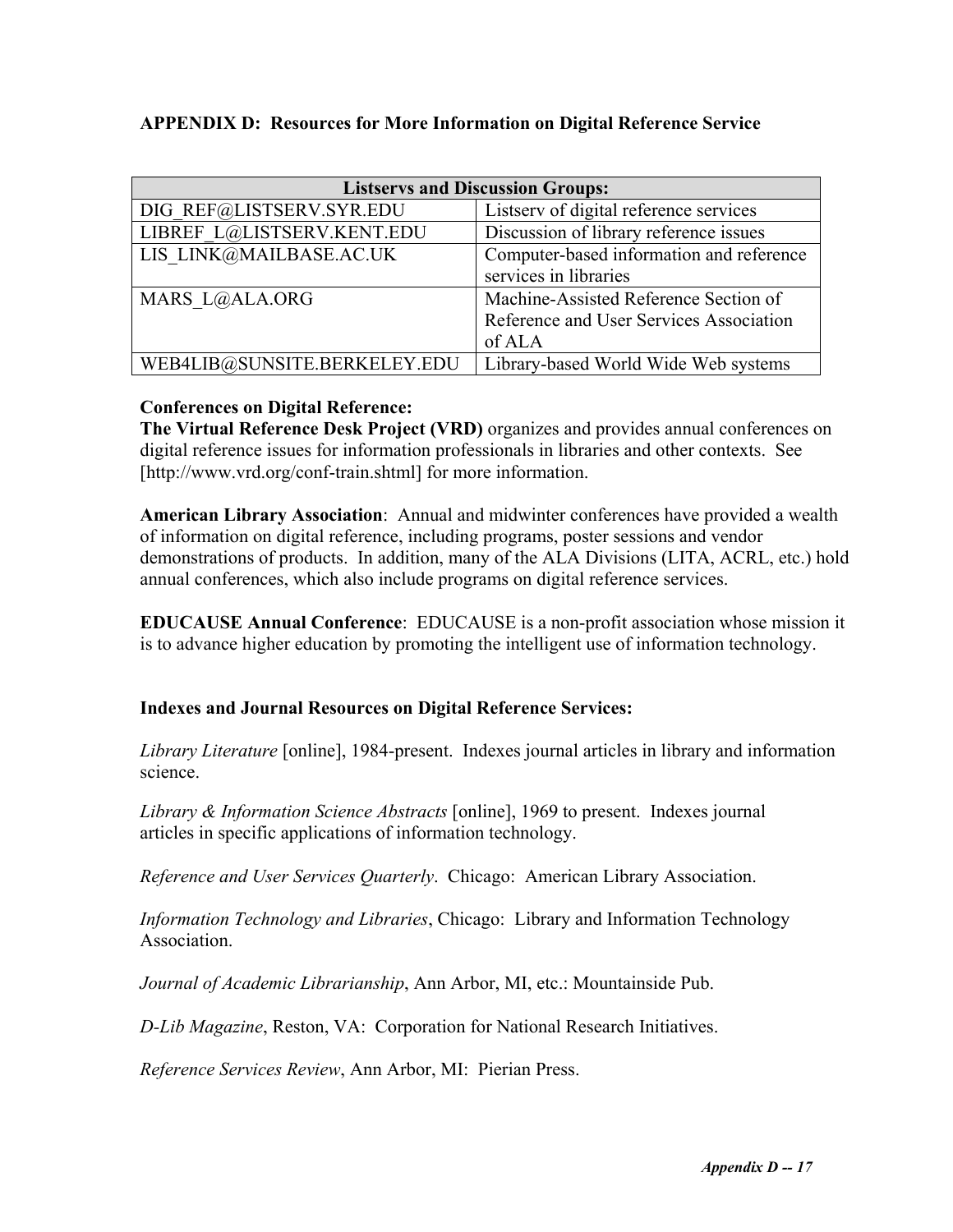## APPENDIX D: Resources for More Information on Digital Reference Service

| Listservs and Discussion Groups: | |
|---|---|
| DIG_REF@LISTSERV.SYR.EDU | Listserv of digital reference services |
| LIBREF_L@LISTSERV.KENT.EDU | Discussion of library reference issues |
| LIS_LINK@MAILBASE.AC.UK | Computer-based information and reference services in libraries |
| MARS_L@ALA.ORG | Machine-Assisted Reference Section of Reference and User Services Association of ALA |
| WEB4LIB@SUNSITE.BERKELEY.EDU | Library-based World Wide Web systems |

**Conferences on Digital Reference:**
**The Virtual Reference Desk Project (VRD)** organizes and provides annual conferences on digital reference issues for information professionals in libraries and other contexts. See [http://www.vrd.org/conf-train.shtml] for more information.

**American Library Association**: Annual and midwinter conferences have provided a wealth of information on digital reference, including programs, poster sessions and vendor demonstrations of products. In addition, many of the ALA Divisions (LITA, ACRL, etc.) hold annual conferences, which also include programs on digital reference services.

**EDUCAUSE Annual Conference**: EDUCAUSE is a non-profit association whose mission it is to advance higher education by promoting the intelligent use of information technology.

**Indexes and Journal Resources on Digital Reference Services:**

*Library Literature* [online], 1984-present. Indexes journal articles in library and information science.

*Library & Information Science Abstracts* [online], 1969 to present. Indexes journal articles in specific applications of information technology.

*Reference and User Services Quarterly*. Chicago: American Library Association.

*Information Technology and Libraries*, Chicago: Library and Information Technology Association.

*Journal of Academic Librarianship*, Ann Arbor, MI, etc.: Mountainside Pub.

*D-Lib Magazine*, Reston, VA: Corporation for National Research Initiatives.

*Reference Services Review*, Ann Arbor, MI: Pierian Press.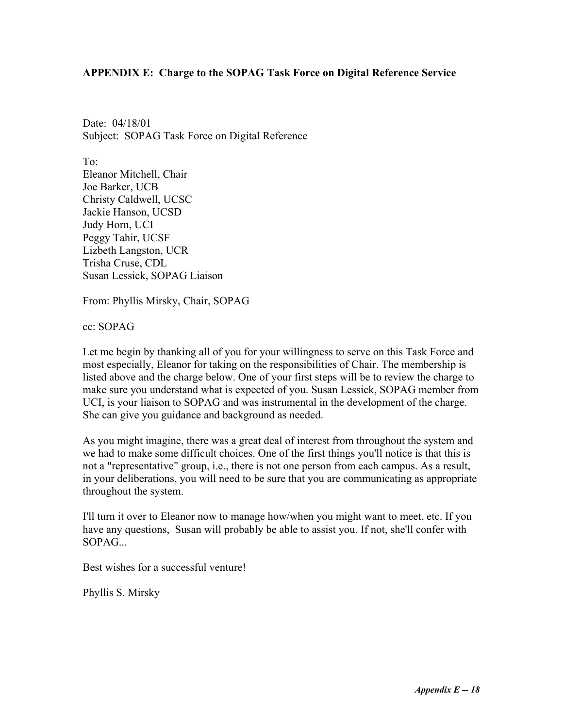## APPENDIX E: Charge to the SOPAG Task Force on Digital Reference Service

Date: 04/18/01
Subject: SOPAG Task Force on Digital Reference

To:
Eleanor Mitchell, Chair
Joe Barker, UCB
Christy Caldwell, UCSC
Jackie Hanson, UCSD
Judy Horn, UCI
Peggy Tahir, UCSF
Lizbeth Langston, UCR
Trisha Cruse, CDL
Susan Lessick, SOPAG Liaison

From: Phyllis Mirsky, Chair, SOPAG

cc: SOPAG

Let me begin by thanking all of you for your willingness to serve on this Task Force and most especially, Eleanor for taking on the responsibilities of Chair. The membership is listed above and the charge below. One of your first steps will be to review the charge to make sure you understand what is expected of you. Susan Lessick, SOPAG member from UCI, is your liaison to SOPAG and was instrumental in the development of the charge. She can give you guidance and background as needed.

As you might imagine, there was a great deal of interest from throughout the system and we had to make some difficult choices. One of the first things you'll notice is that this is not a "representative" group, i.e., there is not one person from each campus. As a result, in your deliberations, you will need to be sure that you are communicating as appropriate throughout the system.

I'll turn it over to Eleanor now to manage how/when you might want to meet, etc. If you have any questions, Susan will probably be able to assist you. If not, she'll confer with SOPAG...

Best wishes for a successful venture!

Phyllis S. Mirsky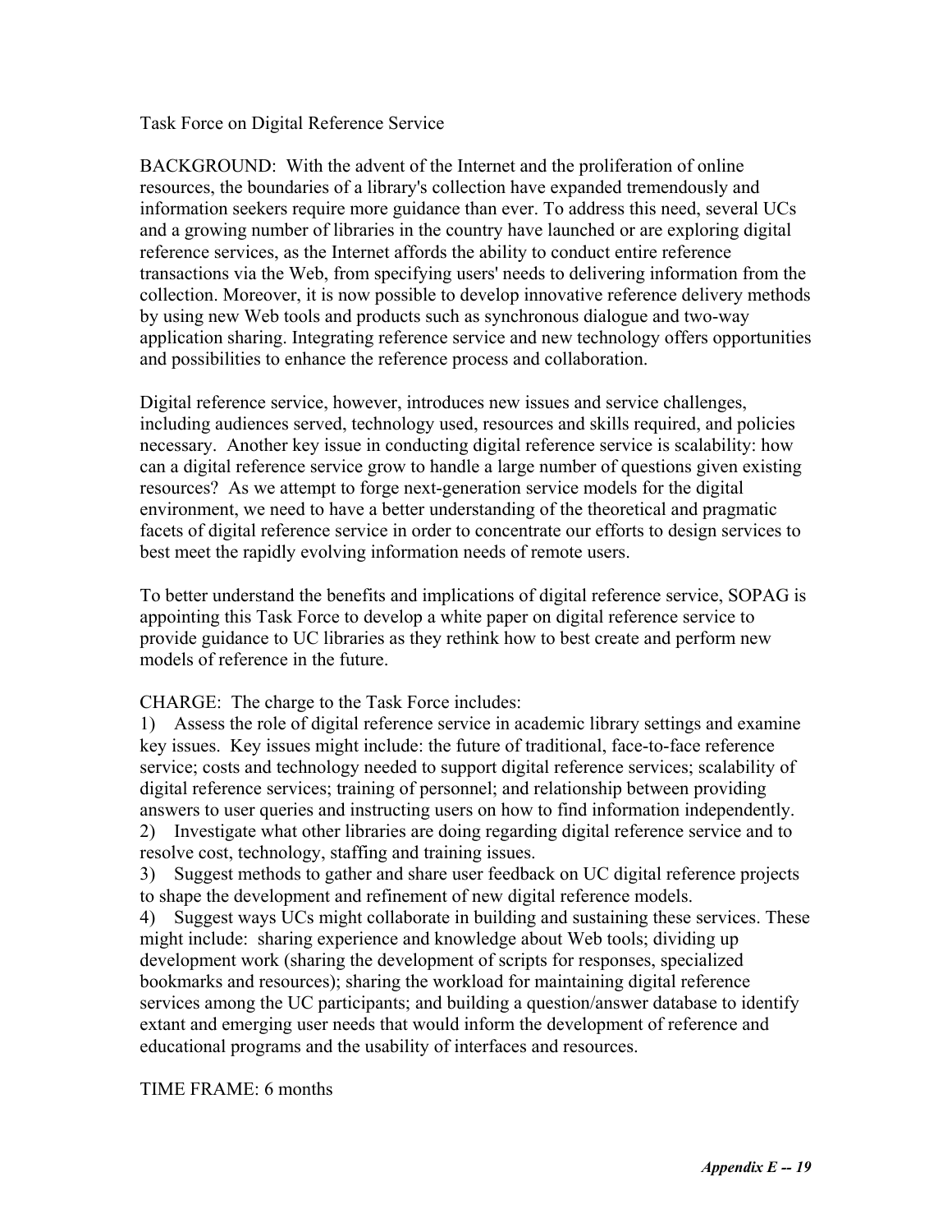Task Force on Digital Reference Service

BACKGROUND: With the advent of the Internet and the proliferation of online resources, the boundaries of a library's collection have expanded tremendously and information seekers require more guidance than ever. To address this need, several UCs and a growing number of libraries in the country have launched or are exploring digital reference services, as the Internet affords the ability to conduct entire reference transactions via the Web, from specifying users' needs to delivering information from the collection. Moreover, it is now possible to develop innovative reference delivery methods by using new Web tools and products such as synchronous dialogue and two-way application sharing. Integrating reference service and new technology offers opportunities and possibilities to enhance the reference process and collaboration.

Digital reference service, however, introduces new issues and service challenges, including audiences served, technology used, resources and skills required, and policies necessary. Another key issue in conducting digital reference service is scalability: how can a digital reference service grow to handle a large number of questions given existing resources? As we attempt to forge next-generation service models for the digital environment, we need to have a better understanding of the theoretical and pragmatic facets of digital reference service in order to concentrate our efforts to design services to best meet the rapidly evolving information needs of remote users.

To better understand the benefits and implications of digital reference service, SOPAG is appointing this Task Force to develop a white paper on digital reference service to provide guidance to UC libraries as they rethink how to best create and perform new models of reference in the future.

CHARGE: The charge to the Task Force includes:

1) Assess the role of digital reference service in academic library settings and examine key issues. Key issues might include: the future of traditional, face-to-face reference service; costs and technology needed to support digital reference services; scalability of digital reference services; training of personnel; and relationship between providing answers to user queries and instructing users on how to find information independently.
2) Investigate what other libraries are doing regarding digital reference service and to resolve cost, technology, staffing and training issues.
3) Suggest methods to gather and share user feedback on UC digital reference projects to shape the development and refinement of new digital reference models.
4) Suggest ways UCs might collaborate in building and sustaining these services. These might include: sharing experience and knowledge about Web tools; dividing up development work (sharing the development of scripts for responses, specialized bookmarks and resources); sharing the workload for maintaining digital reference services among the UC participants; and building a question/answer database to identify extant and emerging user needs that would inform the development of reference and educational programs and the usability of interfaces and resources.

TIME FRAME: 6 months

*Appendix E -- 19*